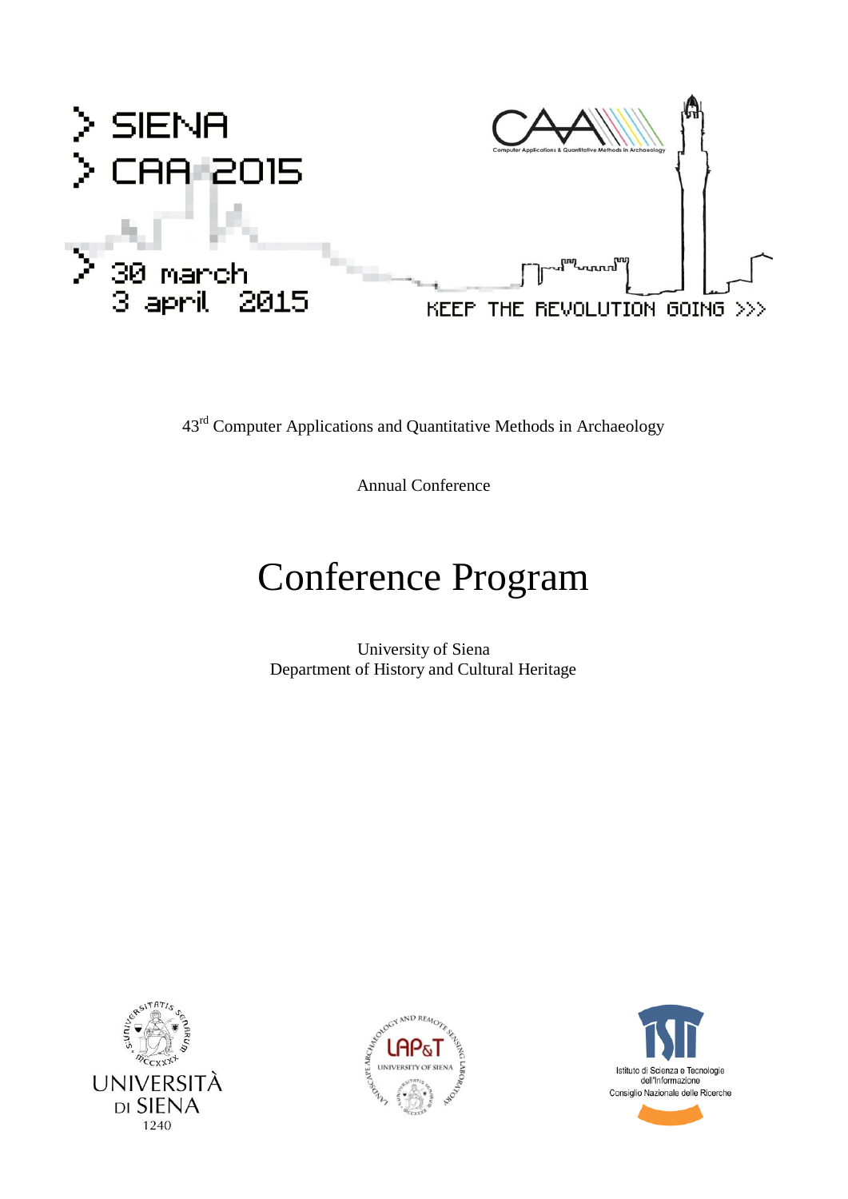> SIENA
> CAA 2015

> 30 march
3 april 2015

KEEP THE REVOLUTION GOING >>>

43rd Computer Applications and Quantitative Methods in Archaeology

Annual Conference

# Conference Program

University of Siena
Department of History and Cultural Heritage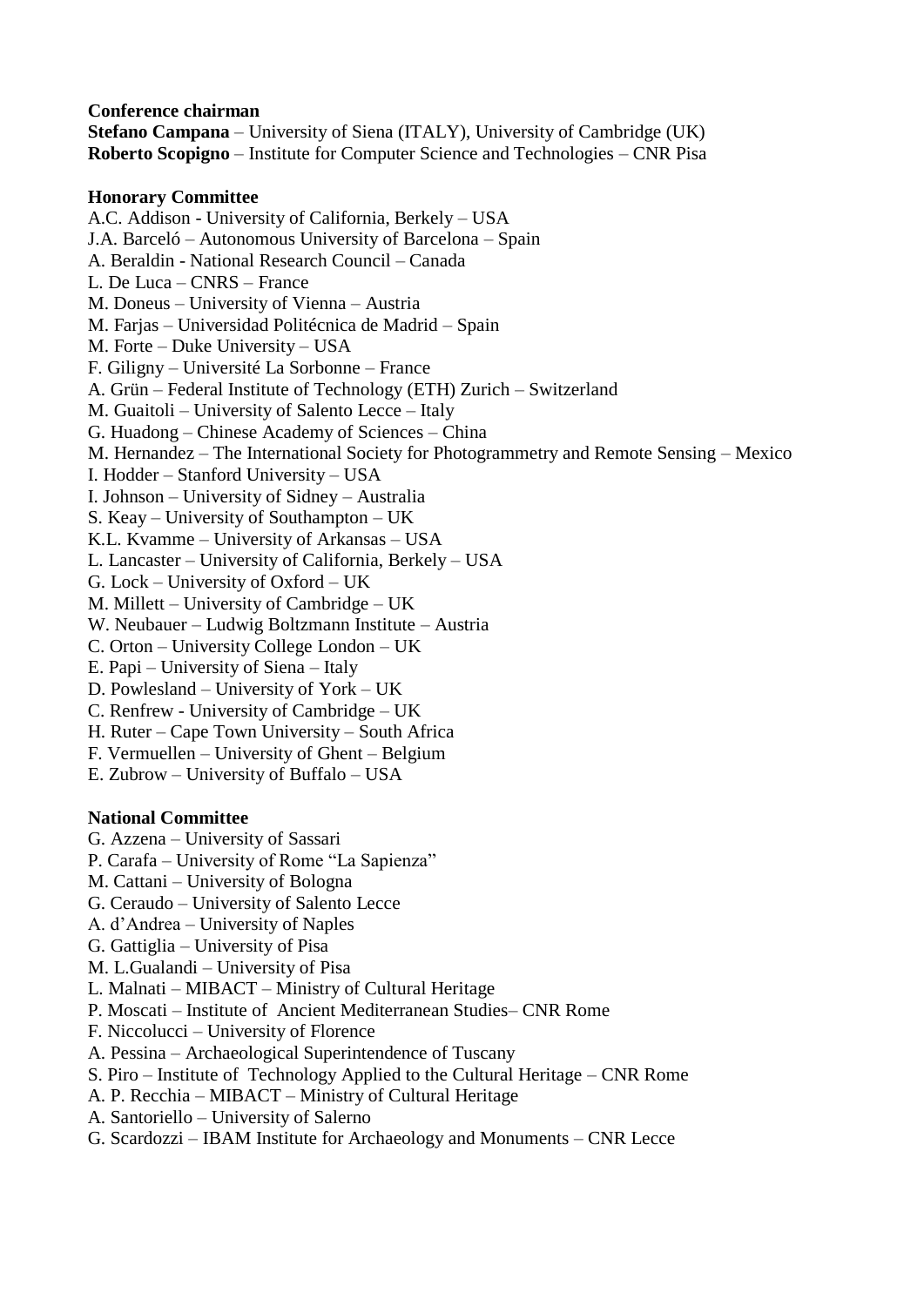**Conference chairman**

**Stefano Campana** – University of Siena (ITALY), University of Cambridge (UK)
**Roberto Scopigno** – Institute for Computer Science and Technologies – CNR Pisa

**Honorary Committee**

A.C. Addison - University of California, Berkely – USA
J.A. Barceló – Autonomous University of Barcelona – Spain
A. Beraldin - National Research Council – Canada
L. De Luca – CNRS – France
M. Doneus – University of Vienna – Austria
M. Farjas – Universidad Politécnica de Madrid – Spain
M. Forte – Duke University – USA
F. Giligny – Université La Sorbonne – France
A. Grün – Federal Institute of Technology (ETH) Zurich – Switzerland
M. Guaitoli – University of Salento Lecce – Italy
G. Huadong – Chinese Academy of Sciences – China
M. Hernandez – The International Society for Photogrammetry and Remote Sensing – Mexico
I. Hodder – Stanford University – USA
I. Johnson – University of Sidney – Australia
S. Keay – University of Southampton – UK
K.L. Kvamme – University of Arkansas – USA
L. Lancaster – University of California, Berkely – USA
G. Lock – University of Oxford – UK
M. Millett – University of Cambridge – UK
W. Neubauer – Ludwig Boltzmann Institute – Austria
C. Orton – University College London – UK
E. Papi – University of Siena – Italy
D. Powlesland – University of York – UK
C. Renfrew - University of Cambridge – UK
H. Ruter – Cape Town University – South Africa
F. Vermuellen – University of Ghent – Belgium
E. Zubrow – University of Buffalo – USA

**National Committee**

G. Azzena – University of Sassari
P. Carafa – University of Rome “La Sapienza”
M. Cattani – University of Bologna
G. Ceraudo – University of Salento Lecce
A. d’Andrea – University of Naples
G. Gattiglia – University of Pisa
M. L.Gualandi – University of Pisa
L. Malnati – MIBACT – Ministry of Cultural Heritage
P. Moscati – Institute of Ancient Mediterranean Studies– CNR Rome
F. Niccolucci – University of Florence
A. Pessina – Archaeological Superintendence of Tuscany
S. Piro – Institute of Technology Applied to the Cultural Heritage – CNR Rome
A. P. Recchia – MIBACT – Ministry of Cultural Heritage
A. Santoriello – University of Salerno
G. Scardozzi – IBAM Institute for Archaeology and Monuments – CNR Lecce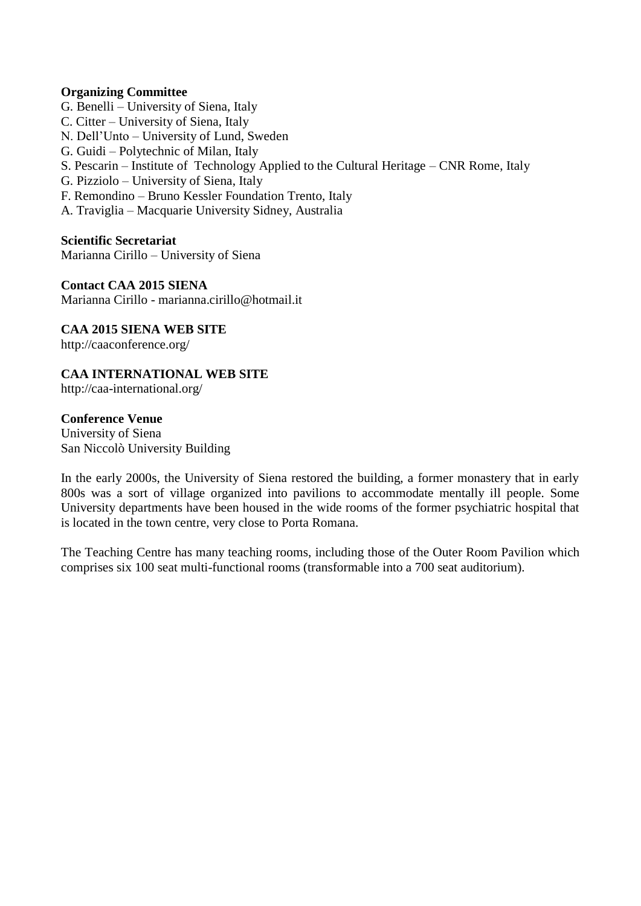**Organizing Committee**

G. Benelli – University of Siena, Italy
C. Citter – University of Siena, Italy
N. Dell'Unto – University of Lund, Sweden
G. Guidi – Polytechnic of Milan, Italy
S. Pescarin – Institute of Technology Applied to the Cultural Heritage – CNR Rome, Italy
G. Pizziolo – University of Siena, Italy
F. Remondino – Bruno Kessler Foundation Trento, Italy
A. Traviglia – Macquarie University Sidney, Australia

**Scientific Secretariat**

Marianna Cirillo – University of Siena

**Contact CAA 2015 SIENA**

Marianna Cirillo - marianna.cirillo@hotmail.it

**CAA 2015 SIENA WEB SITE**

http://caaconference.org/

**CAA INTERNATIONAL WEB SITE**

http://caa-international.org/

**Conference Venue**

University of Siena
San Niccolò University Building

In the early 2000s, the University of Siena restored the building, a former monastery that in early 800s was a sort of village organized into pavilions to accommodate mentally ill people. Some University departments have been housed in the wide rooms of the former psychiatric hospital that is located in the town centre, very close to Porta Romana.

The Teaching Centre has many teaching rooms, including those of the Outer Room Pavilion which comprises six 100 seat multi-functional rooms (transformable into a 700 seat auditorium).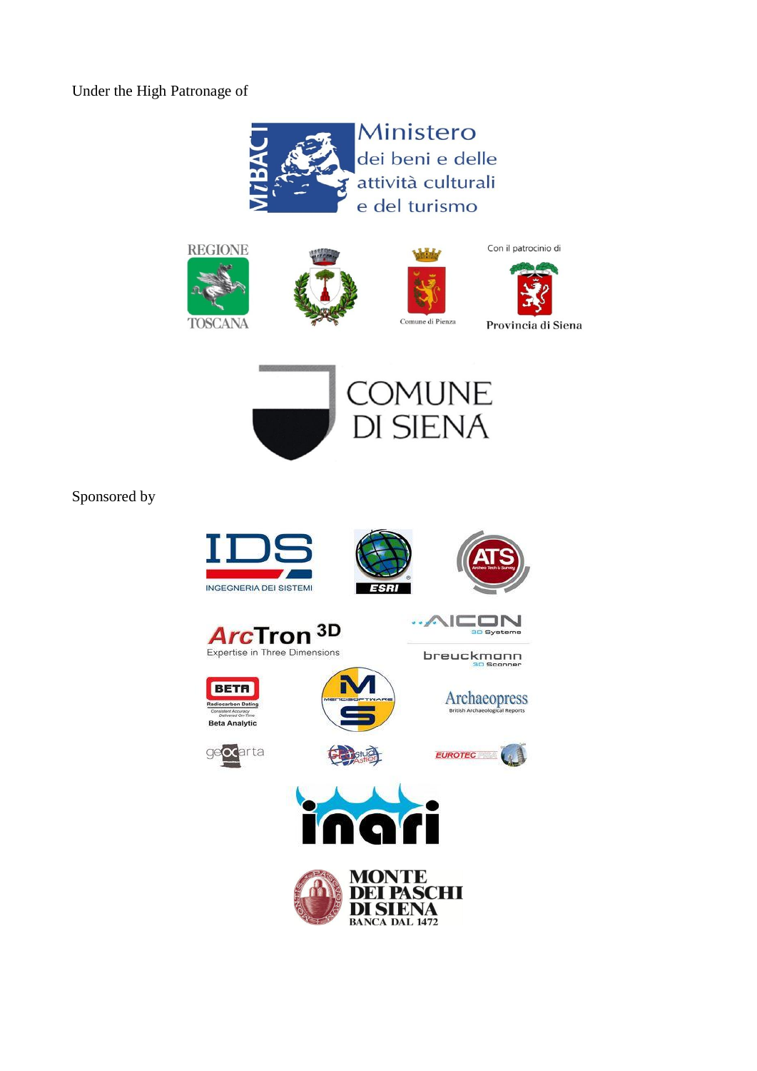Under the High Patronage of

Ministero dei beni e delle attività culturali e del turismo

REGIONE TOSCANA

Comune di Pienza

Con il patrocinio di Provincia di Siena

COMUNE DI SIENA

Sponsored by

IDS INGEGNERIA DEI SISTEMI

ESRI

ATS Archeo Tech & Survey

ArcTron 3D Expertise in Three Dimensions

AICON 3D Systems

breuckmann 3D Scanner

BETA Radiocarbon Dating Consistent Accuracy Delivered On-Time Beta Analytic

MENCI SOFTWARE

Archaeopress British Archaeological Reports

geocarta

EUROTEC PISA

inari

MONTE DEI PASCHI DI SIENA BANCA DAL 1472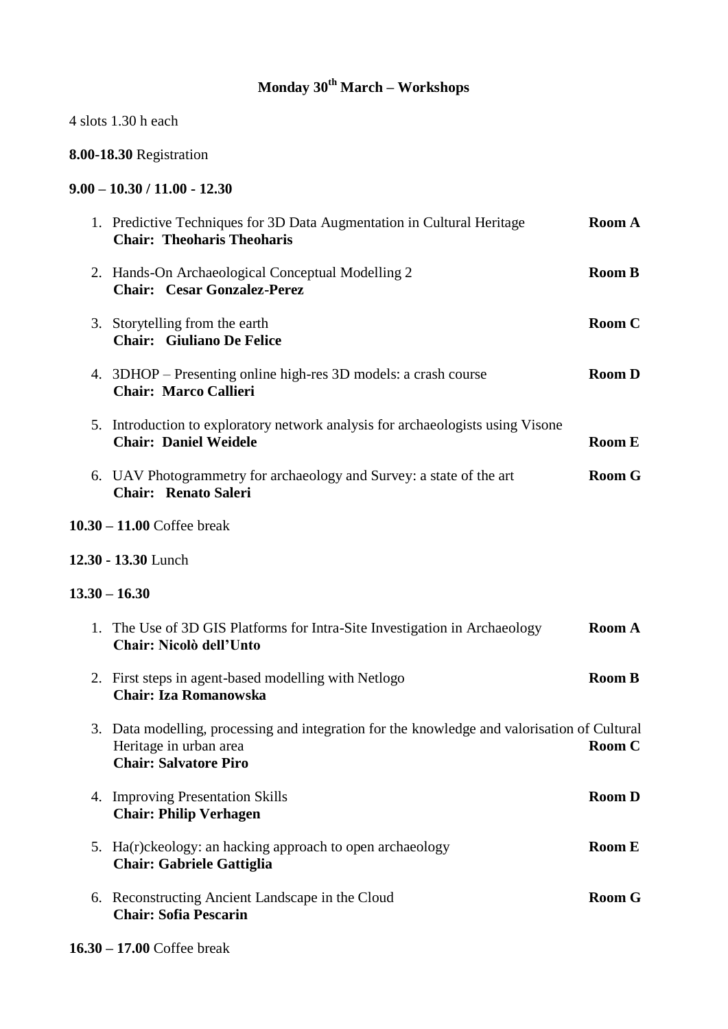# Monday 30th March – Workshops

4 slots 1.30 h each

**8.00-18.30** Registration

**9.00 – 10.30 / 11.00 - 12.30**

1. Predictive Techniques for 3D Data Augmentation in Cultural Heritage **Room A**
   **Chair: Theoharis Theoharis**

2. Hands-On Archaeological Conceptual Modelling 2 **Room B**
   **Chair: Cesar Gonzalez-Perez**

3. Storytelling from the earth **Room C**
   **Chair: Giuliano De Felice**

4. 3DHOP – Presenting online high-res 3D models: a crash course **Room D**
   **Chair: Marco Callieri**

5. Introduction to exploratory network analysis for archaeologists using Visone
   **Chair: Daniel Weidele** **Room E**

6. UAV Photogrammetry for archaeology and Survey: a state of the art **Room G**
   **Chair: Renato Saleri**

**10.30 – 11.00** Coffee break

**12.30 - 13.30** Lunch

**13.30 – 16.30**

1. The Use of 3D GIS Platforms for Intra-Site Investigation in Archaeology **Room A**
   **Chair: Nicolò dell'Unto**

2. First steps in agent-based modelling with Netlogo **Room B**
   **Chair: Iza Romanowska**

3. Data modelling, processing and integration for the knowledge and valorisation of Cultural Heritage in urban area **Room C**
   **Chair: Salvatore Piro**

4. Improving Presentation Skills **Room D**
   **Chair: Philip Verhagen**

5. Ha(r)ckeology: an hacking approach to open archaeology **Room E**
   **Chair: Gabriele Gattiglia**

6. Reconstructing Ancient Landscape in the Cloud **Room G**
   **Chair: Sofia Pescarin**

**16.30 – 17.00** Coffee break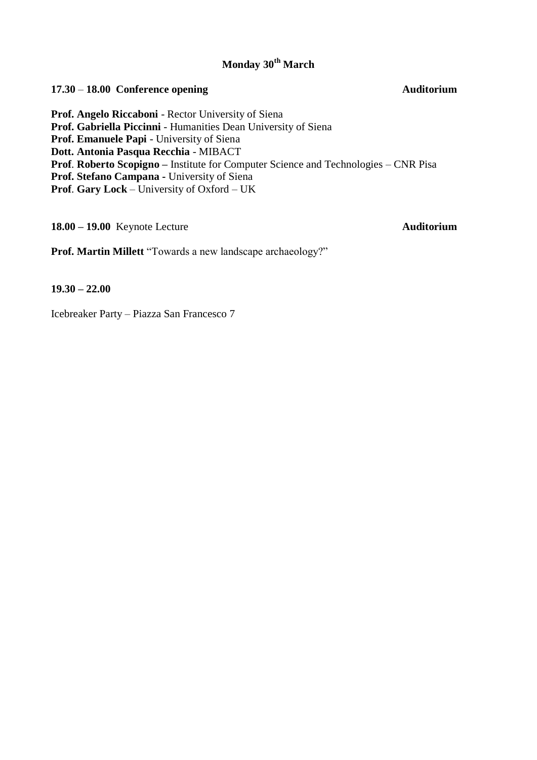## Monday 30th March

**17.30** – **18.00 Conference opening** **Auditorium**

**Prof. Angelo Riccaboni** - Rector University of Siena
**Prof. Gabriella Piccinni** - Humanities Dean University of Siena
**Prof. Emanuele Papi** - University of Siena
**Dott. Antonia Pasqua Recchia** - MIBACT
**Prof**. **Roberto Scopigno –** Institute for Computer Science and Technologies – CNR Pisa
**Prof. Stefano Campana -** University of Siena
**Prof**. **Gary Lock** – University of Oxford – UK

**18.00 – 19.00** Keynote Lecture **Auditorium**

**Prof. Martin Millett** "Towards a new landscape archaeology?"

**19.30 – 22.00**

Icebreaker Party – Piazza San Francesco 7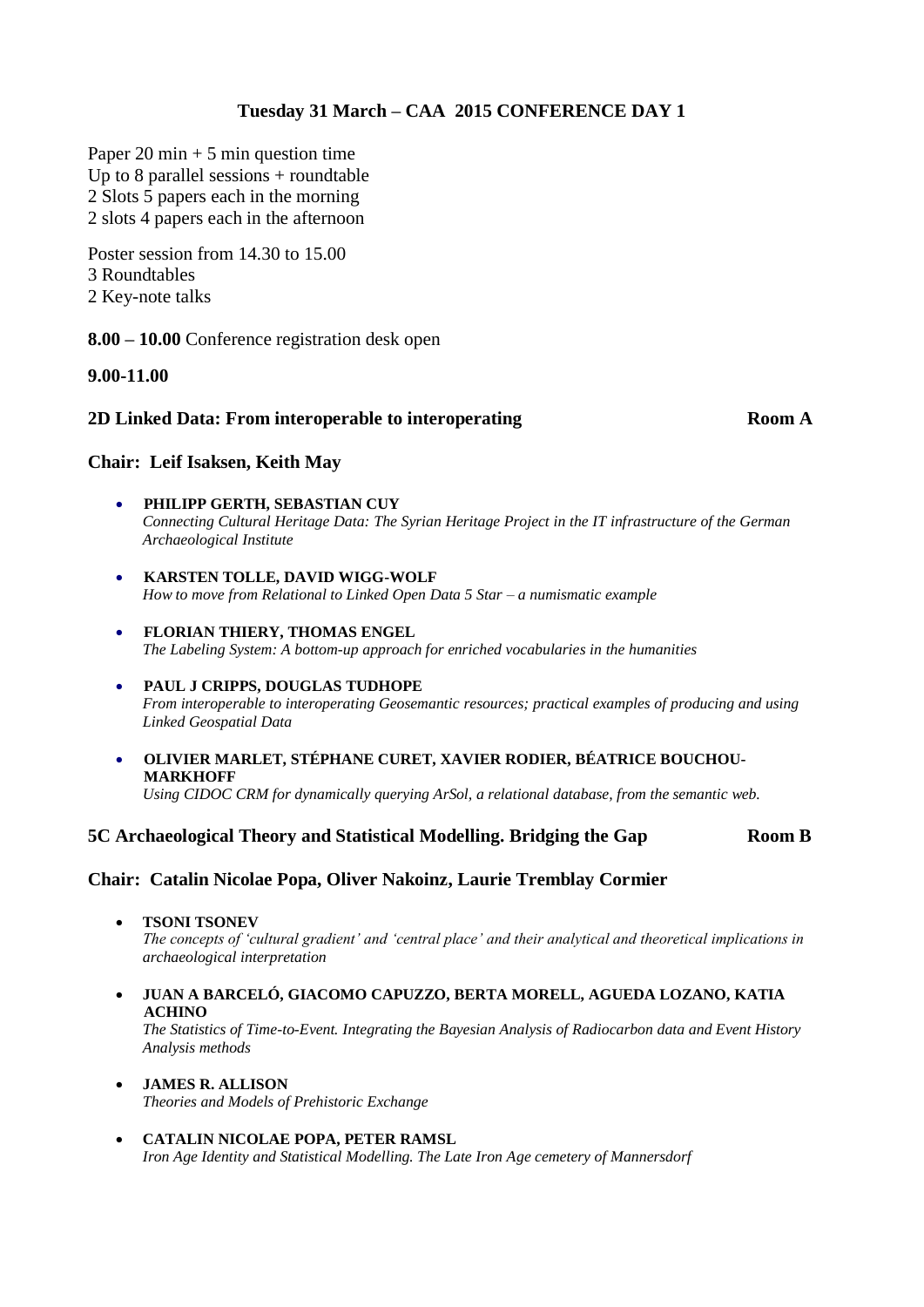## Tuesday 31 March – CAA 2015 CONFERENCE DAY 1

Paper 20 min + 5 min question time
Up to 8 parallel sessions + roundtable
2 Slots 5 papers each in the morning
2 slots 4 papers each in the afternoon

Poster session from 14.30 to 15.00
3 Roundtables
2 Key-note talks

**8.00 – 10.00** Conference registration desk open

**9.00-11.00**

### 2D Linked Data: From interoperable to interoperating — Room A

**Chair: Leif Isaksen, Keith May**

- **PHILIPP GERTH, SEBASTIAN CUY**
  *Connecting Cultural Heritage Data: The Syrian Heritage Project in the IT infrastructure of the German Archaeological Institute*
- **KARSTEN TOLLE, DAVID WIGG-WOLF**
  *How to move from Relational to Linked Open Data 5 Star – a numismatic example*
- **FLORIAN THIERY, THOMAS ENGEL**
  *The Labeling System: A bottom-up approach for enriched vocabularies in the humanities*
- **PAUL J CRIPPS, DOUGLAS TUDHOPE**
  *From interoperable to interoperating Geosemantic resources; practical examples of producing and using Linked Geospatial Data*
- **OLIVIER MARLET, STÉPHANE CURET, XAVIER RODIER, BÉATRICE BOUCHOU-MARKHOFF**
  *Using CIDOC CRM for dynamically querying ArSol, a relational database, from the semantic web.*

### 5C Archaeological Theory and Statistical Modelling. Bridging the Gap — Room B

**Chair: Catalin Nicolae Popa, Oliver Nakoinz, Laurie Tremblay Cormier**

- **TSONI TSONEV**
  *The concepts of 'cultural gradient' and 'central place' and their analytical and theoretical implications in archaeological interpretation*
- **JUAN A BARCELÓ, GIACOMO CAPUZZO, BERTA MORELL, AGUEDA LOZANO, KATIA ACHINO**
  *The Statistics of Time-to-Event. Integrating the Bayesian Analysis of Radiocarbon data and Event History Analysis methods*
- **JAMES R. ALLISON**
  *Theories and Models of Prehistoric Exchange*
- **CATALIN NICOLAE POPA, PETER RAMSL**
  *Iron Age Identity and Statistical Modelling. The Late Iron Age cemetery of Mannersdorf*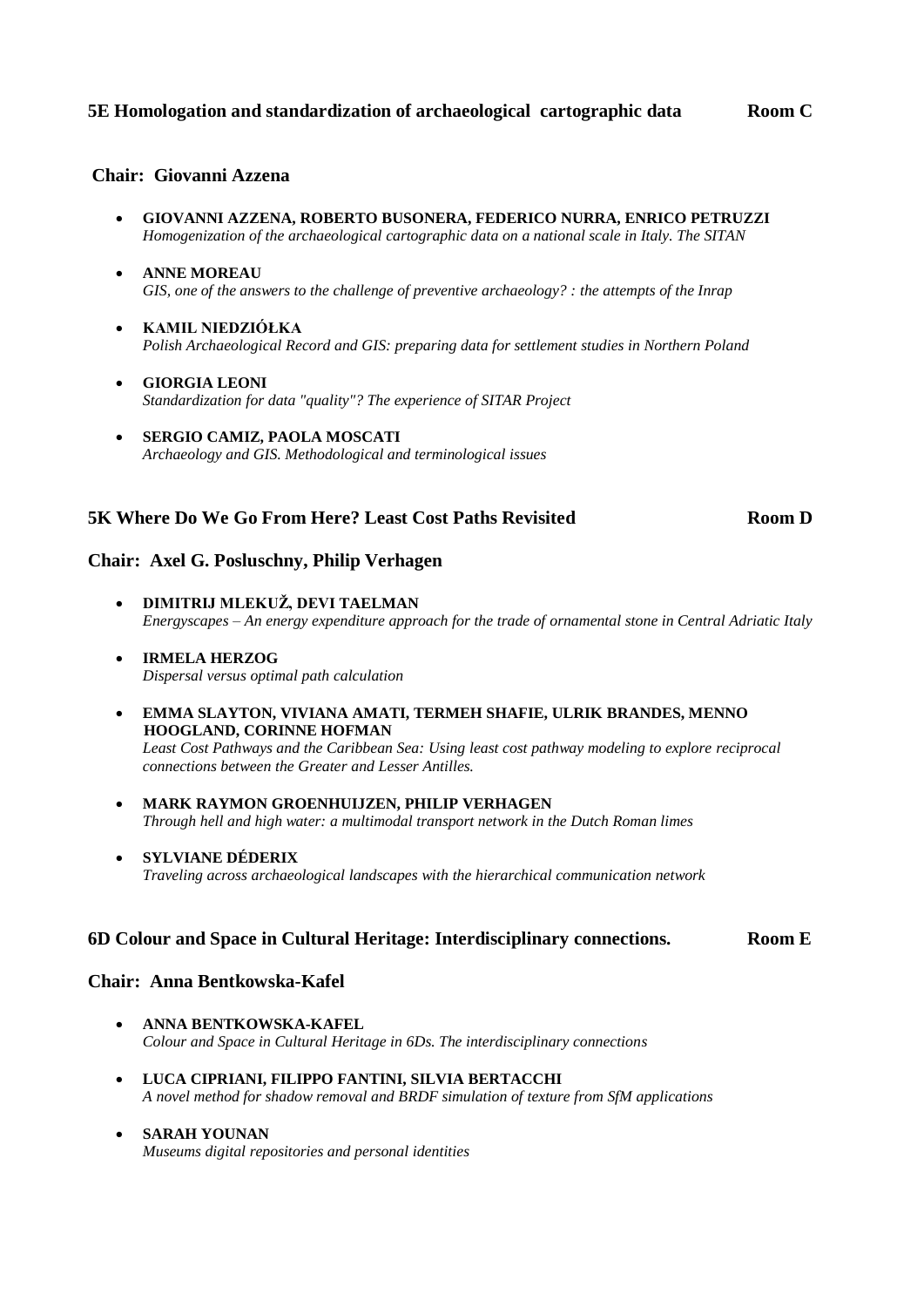### 5E Homologation and standardization of archaeological cartographic data — Room C

**Chair: Giovanni Azzena**

- **GIOVANNI AZZENA, ROBERTO BUSONERA, FEDERICO NURRA, ENRICO PETRUZZI**
  *Homogenization of the archaeological cartographic data on a national scale in Italy. The SITAN*
- **ANNE MOREAU**
  *GIS, one of the answers to the challenge of preventive archaeology? : the attempts of the Inrap*
- **KAMIL NIEDZIÓŁKA**
  *Polish Archaeological Record and GIS: preparing data for settlement studies in Northern Poland*
- **GIORGIA LEONI**
  *Standardization for data "quality"? The experience of SITAR Project*
- **SERGIO CAMIZ, PAOLA MOSCATI**
  *Archaeology and GIS. Methodological and terminological issues*

### 5K Where Do We Go From Here? Least Cost Paths Revisited — Room D

**Chair: Axel G. Posluschny, Philip Verhagen**

- **DIMITRIJ MLEKUŽ, DEVI TAELMAN**
  *Energyscapes – An energy expenditure approach for the trade of ornamental stone in Central Adriatic Italy*
- **IRMELA HERZOG**
  *Dispersal versus optimal path calculation*
- **EMMA SLAYTON, VIVIANA AMATI, TERMEH SHAFIE, ULRIK BRANDES, MENNO HOOGLAND, CORINNE HOFMAN**
  *Least Cost Pathways and the Caribbean Sea: Using least cost pathway modeling to explore reciprocal connections between the Greater and Lesser Antilles.*
- **MARK RAYMON GROENHUIJZEN, PHILIP VERHAGEN**
  *Through hell and high water: a multimodal transport network in the Dutch Roman limes*
- **SYLVIANE DÉDERIX**
  *Traveling across archaeological landscapes with the hierarchical communication network*

### 6D Colour and Space in Cultural Heritage: Interdisciplinary connections. — Room E

**Chair: Anna Bentkowska-Kafel**

- **ANNA BENTKOWSKA-KAFEL**
  *Colour and Space in Cultural Heritage in 6Ds. The interdisciplinary connections*
- **LUCA CIPRIANI, FILIPPO FANTINI, SILVIA BERTACCHI**
  *A novel method for shadow removal and BRDF simulation of texture from SfM applications*
- **SARAH YOUNAN**
  *Museums digital repositories and personal identities*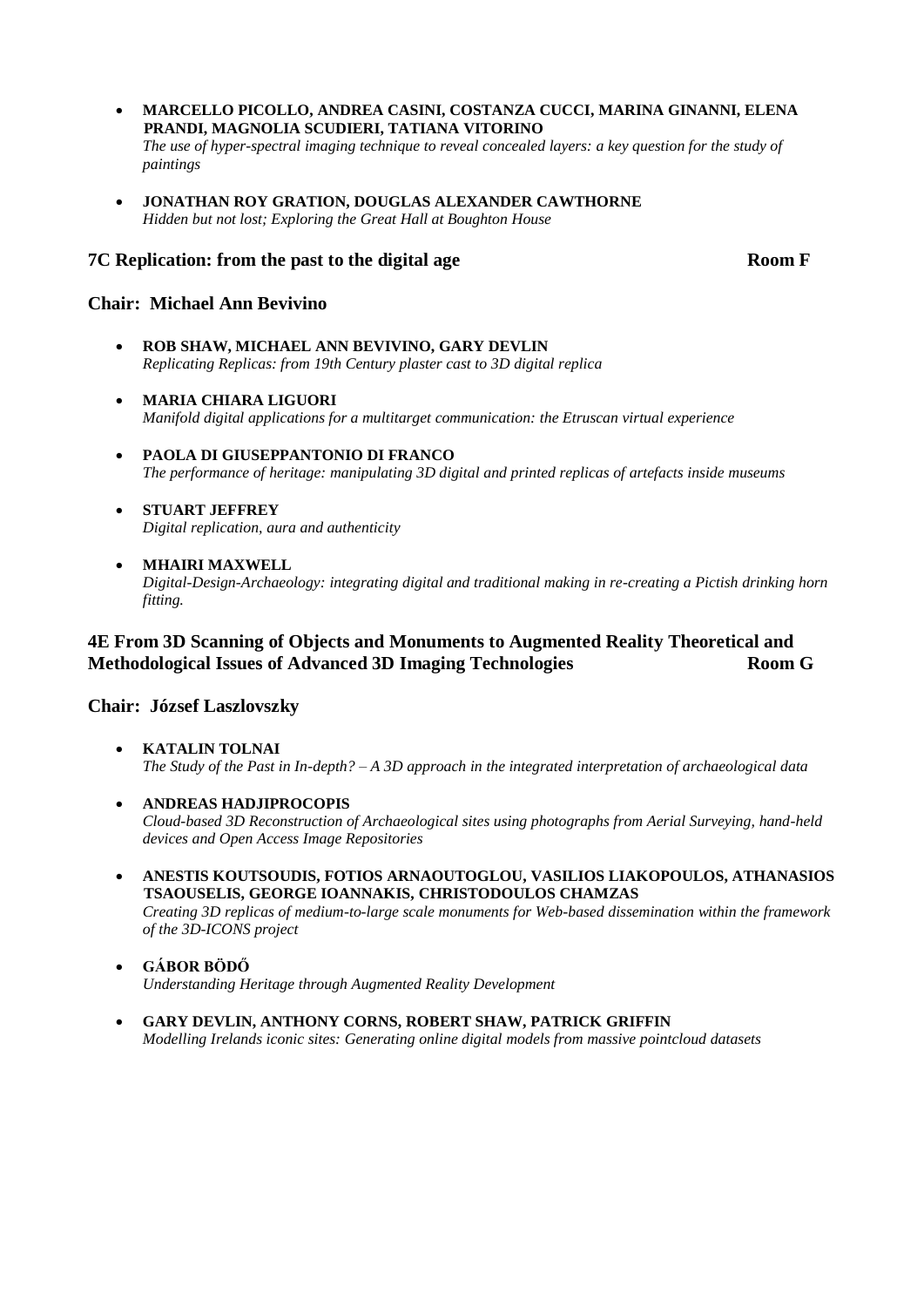- **MARCELLO PICOLLO, ANDREA CASINI, COSTANZA CUCCI, MARINA GINANNI, ELENA PRANDI, MAGNOLIA SCUDIERI, TATIANA VITORINO**
  *The use of hyper-spectral imaging technique to reveal concealed layers: a key question for the study of paintings*

- **JONATHAN ROY GRATION, DOUGLAS ALEXANDER CAWTHORNE**
  *Hidden but not lost; Exploring the Great Hall at Boughton House*

### 7C Replication: from the past to the digital age — Room F

### Chair: Michael Ann Bevivino

- **ROB SHAW, MICHAEL ANN BEVIVINO, GARY DEVLIN**
  *Replicating Replicas: from 19th Century plaster cast to 3D digital replica*

- **MARIA CHIARA LIGUORI**
  *Manifold digital applications for a multitarget communication: the Etruscan virtual experience*

- **PAOLA DI GIUSEPPANTONIO DI FRANCO**
  *The performance of heritage: manipulating 3D digital and printed replicas of artefacts inside museums*

- **STUART JEFFREY**
  *Digital replication, aura and authenticity*

- **MHAIRI MAXWELL**
  *Digital-Design-Archaeology: integrating digital and traditional making in re-creating a Pictish drinking horn fitting.*

### 4E From 3D Scanning of Objects and Monuments to Augmented Reality Theoretical and Methodological Issues of Advanced 3D Imaging Technologies — Room G

### Chair: József Laszlovszky

- **KATALIN TOLNAI**
  *The Study of the Past in In-depth? – A 3D approach in the integrated interpretation of archaeological data*

- **ANDREAS HADJIPROCOPIS**
  *Cloud-based 3D Reconstruction of Archaeological sites using photographs from Aerial Surveying, hand-held devices and Open Access Image Repositories*

- **ANESTIS KOUTSOUDIS, FOTIOS ARNAOUTOGLOU, VASILIOS LIAKOPOULOS, ATHANASIOS TSAOUSELIS, GEORGE IOANNAKIS, CHRISTODOULOS CHAMZAS**
  *Creating 3D replicas of medium-to-large scale monuments for Web-based dissemination within the framework of the 3D-ICONS project*

- **GÁBOR BÖDŐ**
  *Understanding Heritage through Augmented Reality Development*

- **GARY DEVLIN, ANTHONY CORNS, ROBERT SHAW, PATRICK GRIFFIN**
  *Modelling Irelands iconic sites: Generating online digital models from massive pointcloud datasets*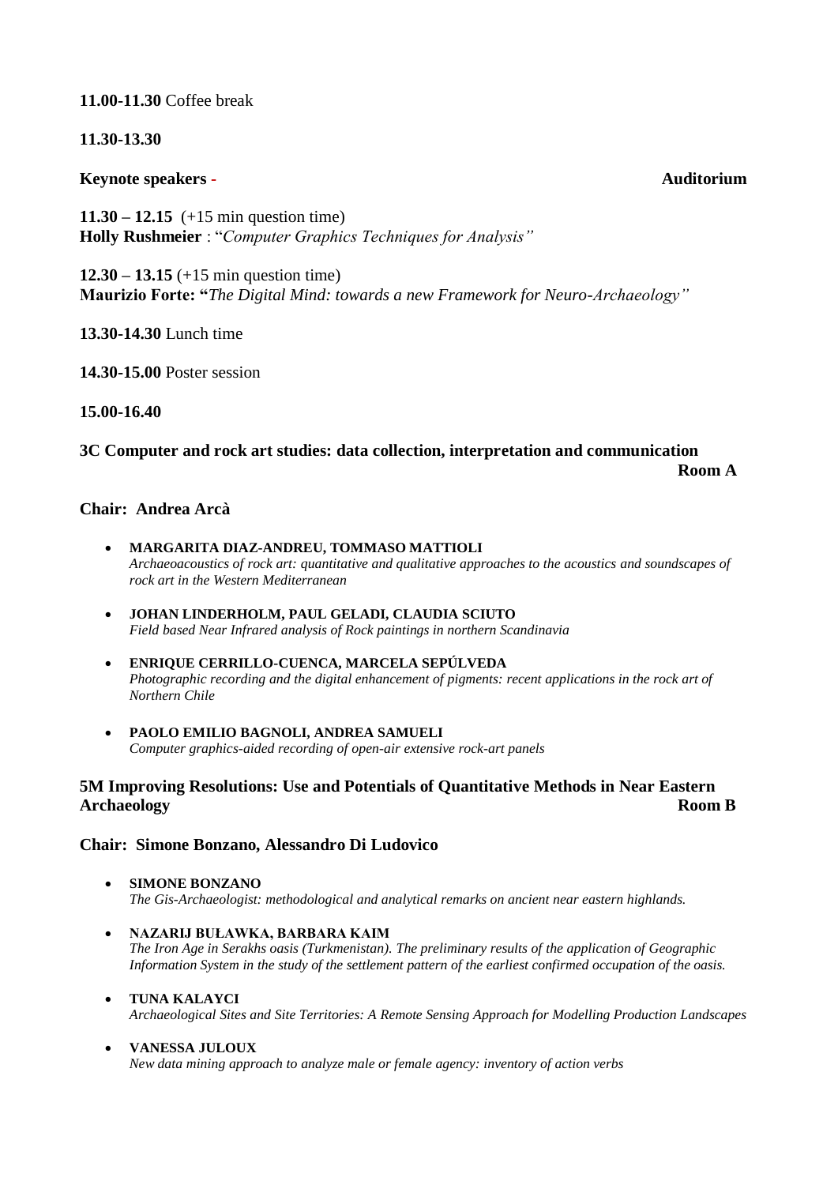**11.00-11.30** Coffee break

**11.30-13.30**

**Keynote speakers -** **Auditorium**

**11.30 – 12.15** (+15 min question time)
**Holly Rushmeier** : "*Computer Graphics Techniques for Analysis"*

**12.30 – 13.15** (+15 min question time)
**Maurizio Forte: "***The Digital Mind: towards a new Framework for Neuro-Archaeology"*

**13.30-14.30** Lunch time

**14.30-15.00** Poster session

**15.00-16.40**

**3C Computer and rock art studies: data collection, interpretation and communication** **Room A**

**Chair: Andrea Arcà**

- **MARGARITA DIAZ-ANDREU, TOMMASO MATTIOLI**
  *Archaeoacoustics of rock art: quantitative and qualitative approaches to the acoustics and soundscapes of rock art in the Western Mediterranean*

- **JOHAN LINDERHOLM, PAUL GELADI, CLAUDIA SCIUTO**
  *Field based Near Infrared analysis of Rock paintings in northern Scandinavia*

- **ENRIQUE CERRILLO-CUENCA, MARCELA SEPÚLVEDA**
  *Photographic recording and the digital enhancement of pigments: recent applications in the rock art of Northern Chile*

- **PAOLO EMILIO BAGNOLI, ANDREA SAMUELI**
  *Computer graphics-aided recording of open-air extensive rock-art panels*

**5M Improving Resolutions: Use and Potentials of Quantitative Methods in Near Eastern Archaeology** **Room B**

**Chair: Simone Bonzano, Alessandro Di Ludovico**

- **SIMONE BONZANO**
  *The Gis-Archaeologist: methodological and analytical remarks on ancient near eastern highlands.*

- **NAZARIJ BUŁAWKA, BARBARA KAIM**
  *The Iron Age in Serakhs oasis (Turkmenistan). The preliminary results of the application of Geographic Information System in the study of the settlement pattern of the earliest confirmed occupation of the oasis.*

- **TUNA KALAYCI**
  *Archaeological Sites and Site Territories: A Remote Sensing Approach for Modelling Production Landscapes*

- **VANESSA JULOUX**
  *New data mining approach to analyze male or female agency: inventory of action verbs*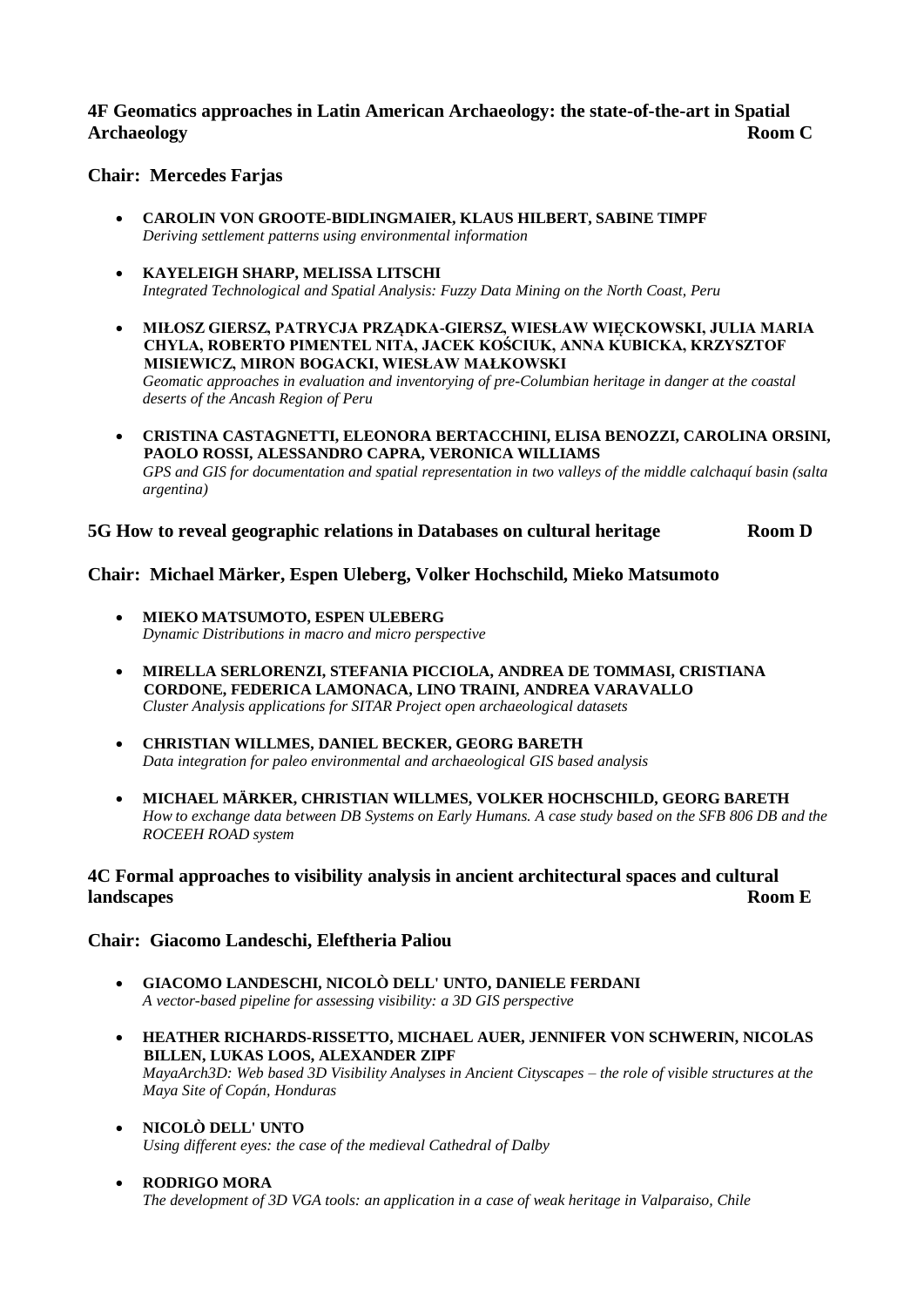### 4F Geomatics approaches in Latin American Archaeology: the state-of-the-art in Spatial Archaeology — Room C

**Chair: Mercedes Farjas**

- **CAROLIN VON GROOTE-BIDLINGMAIER, KLAUS HILBERT, SABINE TIMPF**
  *Deriving settlement patterns using environmental information*
- **KAYELEIGH SHARP, MELISSA LITSCHI**
  *Integrated Technological and Spatial Analysis: Fuzzy Data Mining on the North Coast, Peru*
- **MIŁOSZ GIERSZ, PATRYCJA PRZĄDKA-GIERSZ, WIESŁAW WIĘCKOWSKI, JULIA MARIA CHYLA, ROBERTO PIMENTEL NITA, JACEK KOŚCIUK, ANNA KUBICKA, KRZYSZTOF MISIEWICZ, MIRON BOGACKI, WIESŁAW MAŁKOWSKI**
  *Geomatic approaches in evaluation and inventorying of pre-Columbian heritage in danger at the coastal deserts of the Ancash Region of Peru*
- **CRISTINA CASTAGNETTI, ELEONORA BERTACCHINI, ELISA BENOZZI, CAROLINA ORSINI, PAOLO ROSSI, ALESSANDRO CAPRA, VERONICA WILLIAMS**
  *GPS and GIS for documentation and spatial representation in two valleys of the middle calchaquí basin (salta argentina)*

### 5G How to reveal geographic relations in Databases on cultural heritage — Room D

**Chair: Michael Märker, Espen Uleberg, Volker Hochschild, Mieko Matsumoto**

- **MIEKO MATSUMOTO, ESPEN ULEBERG**
  *Dynamic Distributions in macro and micro perspective*
- **MIRELLA SERLORENZI, STEFANIA PICCIOLA, ANDREA DE TOMMASI, CRISTIANA CORDONE, FEDERICA LAMONACA, LINO TRAINI, ANDREA VARAVALLO**
  *Cluster Analysis applications for SITAR Project open archaeological datasets*
- **CHRISTIAN WILLMES, DANIEL BECKER, GEORG BARETH**
  *Data integration for paleo environmental and archaeological GIS based analysis*
- **MICHAEL MÄRKER, CHRISTIAN WILLMES, VOLKER HOCHSCHILD, GEORG BARETH**
  *How to exchange data between DB Systems on Early Humans. A case study based on the SFB 806 DB and the ROCEEH ROAD system*

### 4C Formal approaches to visibility analysis in ancient architectural spaces and cultural landscapes — Room E

**Chair: Giacomo Landeschi, Eleftheria Paliou**

- **GIACOMO LANDESCHI, NICOLÒ DELL' UNTO, DANIELE FERDANI**
  *A vector-based pipeline for assessing visibility: a 3D GIS perspective*
- **HEATHER RICHARDS-RISSETTO, MICHAEL AUER, JENNIFER VON SCHWERIN, NICOLAS BILLEN, LUKAS LOOS, ALEXANDER ZIPF**
  *MayaArch3D: Web based 3D Visibility Analyses in Ancient Cityscapes – the role of visible structures at the Maya Site of Copán, Honduras*
- **NICOLÒ DELL' UNTO**
  *Using different eyes: the case of the medieval Cathedral of Dalby*
- **RODRIGO MORA**
  *The development of 3D VGA tools: an application in a case of weak heritage in Valparaiso, Chile*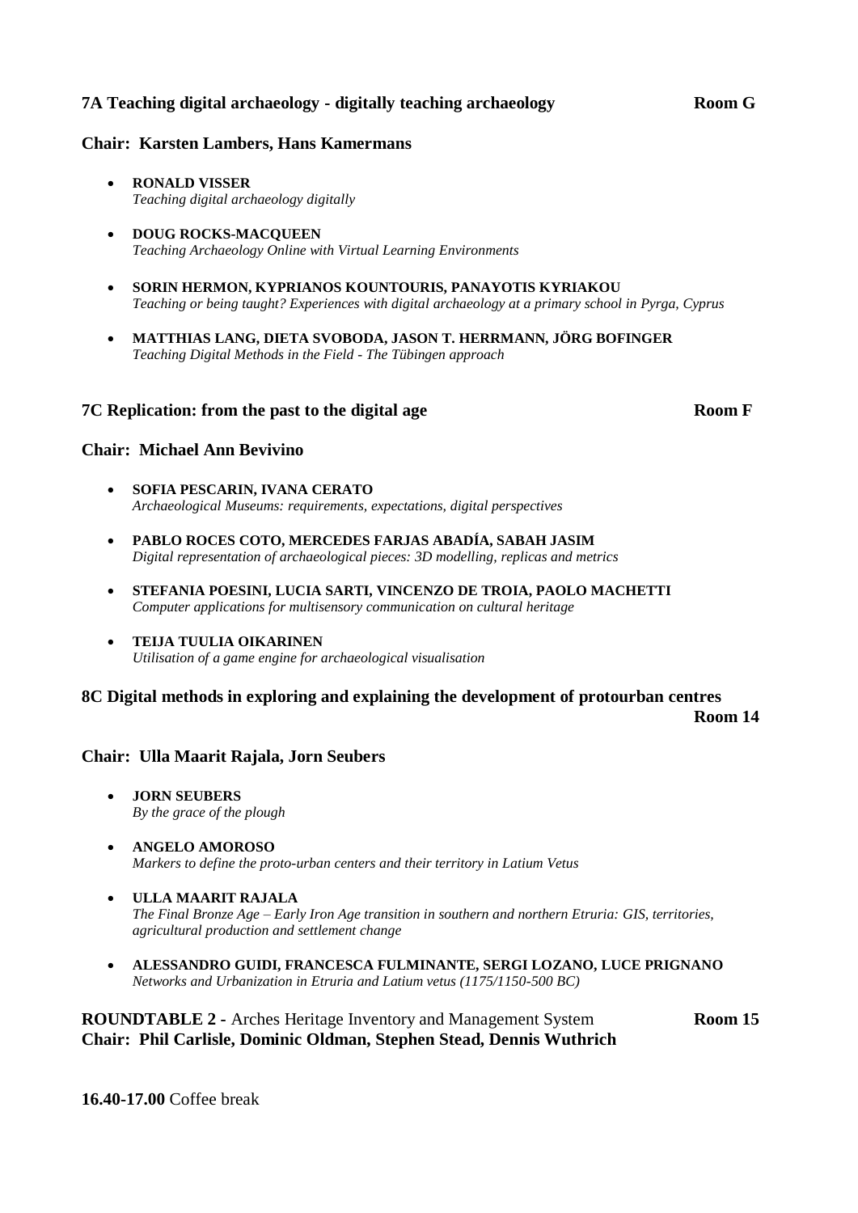**7A Teaching digital archaeology - digitally teaching archaeology** **Room G**

**Chair: Karsten Lambers, Hans Kamermans**

- **RONALD VISSER**
  *Teaching digital archaeology digitally*

- **DOUG ROCKS-MACQUEEN**
  *Teaching Archaeology Online with Virtual Learning Environments*

- **SORIN HERMON, KYPRIANOS KOUNTOURIS, PANAYOTIS KYRIAKOU**
  *Teaching or being taught? Experiences with digital archaeology at a primary school in Pyrga, Cyprus*

- **MATTHIAS LANG, DIETA SVOBODA, JASON T. HERRMANN, JÖRG BOFINGER**
  *Teaching Digital Methods in the Field - The Tübingen approach*

**7C Replication: from the past to the digital age** **Room F**

**Chair: Michael Ann Bevivino**

- **SOFIA PESCARIN, IVANA CERATO**
  *Archaeological Museums: requirements, expectations, digital perspectives*

- **PABLO ROCES COTO, MERCEDES FARJAS ABADÍA, SABAH JASIM**
  *Digital representation of archaeological pieces: 3D modelling, replicas and metrics*

- **STEFANIA POESINI, LUCIA SARTI, VINCENZO DE TROIA, PAOLO MACHETTI**
  *Computer applications for multisensory communication on cultural heritage*

- **TEIJA TUULIA OIKARINEN**
  *Utilisation of a game engine for archaeological visualisation*

**8C Digital methods in exploring and explaining the development of protourban centres**
**Room 14**

**Chair: Ulla Maarit Rajala, Jorn Seubers**

- **JORN SEUBERS**
  *By the grace of the plough*

- **ANGELO AMOROSO**
  *Markers to define the proto-urban centers and their territory in Latium Vetus*

- **ULLA MAARIT RAJALA**
  *The Final Bronze Age – Early Iron Age transition in southern and northern Etruria: GIS, territories, agricultural production and settlement change*

- **ALESSANDRO GUIDI, FRANCESCA FULMINANTE, SERGI LOZANO, LUCE PRIGNANO**
  *Networks and Urbanization in Etruria and Latium vetus (1175/1150-500 BC)*

**ROUNDTABLE 2** - Arches Heritage Inventory and Management System **Room 15**
**Chair: Phil Carlisle, Dominic Oldman, Stephen Stead, Dennis Wuthrich**

**16.40-17.00** Coffee break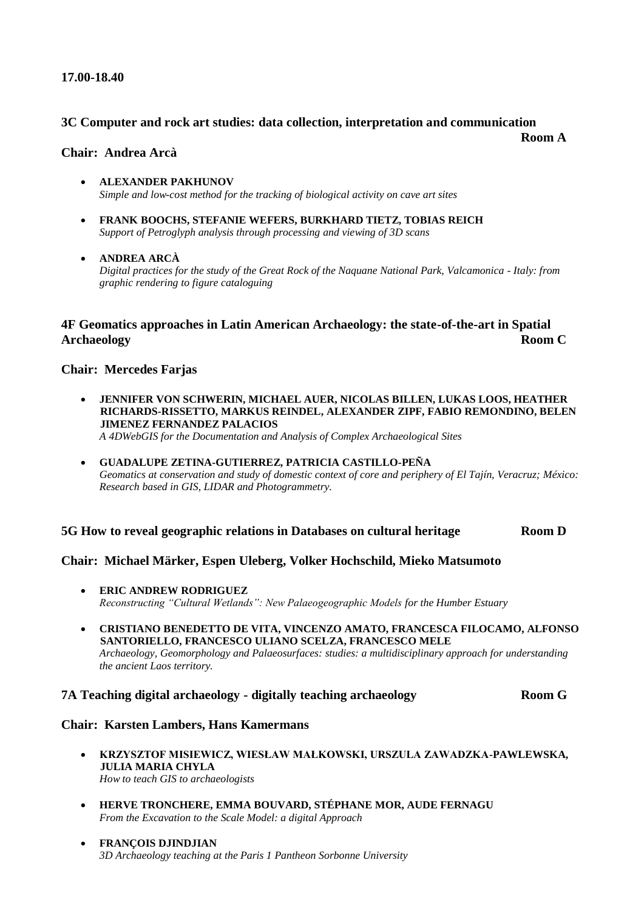**17.00-18.40**

## 3C Computer and rock art studies: data collection, interpretation and communication

**Room A**

**Chair: Andrea Arcà**

- **ALEXANDER PAKHUNOV**
  *Simple and low-cost method for the tracking of biological activity on cave art sites*

- **FRANK BOOCHS, STEFANIE WEFERS, BURKHARD TIETZ, TOBIAS REICH**
  *Support of Petroglyph analysis through processing and viewing of 3D scans*

- **ANDREA ARCÀ**
  *Digital practices for the study of the Great Rock of the Naquane National Park, Valcamonica - Italy: from graphic rendering to figure cataloguing*

## 4F Geomatics approaches in Latin American Archaeology: the state-of-the-art in Spatial Archaeology

**Room C**

**Chair: Mercedes Farjas**

- **JENNIFER VON SCHWERIN, MICHAEL AUER, NICOLAS BILLEN, LUKAS LOOS, HEATHER RICHARDS-RISSETTO, MARKUS REINDEL, ALEXANDER ZIPF, FABIO REMONDINO, BELEN JIMENEZ FERNANDEZ PALACIOS**
  *A 4DWebGIS for the Documentation and Analysis of Complex Archaeological Sites*

- **GUADALUPE ZETINA-GUTIERREZ, PATRICIA CASTILLO-PEÑA**
  *Geomatics at conservation and study of domestic context of core and periphery of El Tajín, Veracruz; México: Research based in GIS, LIDAR and Photogrammetry.*

## 5G How to reveal geographic relations in Databases on cultural heritage

**Room D**

**Chair: Michael Märker, Espen Uleberg, Volker Hochschild, Mieko Matsumoto**

- **ERIC ANDREW RODRIGUEZ**
  *Reconstructing "Cultural Wetlands": New Palaeogeographic Models for the Humber Estuary*

- **CRISTIANO BENEDETTO DE VITA, VINCENZO AMATO, FRANCESCA FILOCAMO, ALFONSO SANTORIELLO, FRANCESCO ULIANO SCELZA, FRANCESCO MELE**
  *Archaeology, Geomorphology and Palaeosurfaces: studies: a multidisciplinary approach for understanding the ancient Laos territory.*

## 7A Teaching digital archaeology - digitally teaching archaeology

**Room G**

**Chair: Karsten Lambers, Hans Kamermans**

- **KRZYSZTOF MISIEWICZ, WIESŁAW MAŁKOWSKI, URSZULA ZAWADZKA-PAWLEWSKA, JULIA MARIA CHYLA**
  *How to teach GIS to archaeologists*

- **HERVE TRONCHERE, EMMA BOUVARD, STÉPHANE MOR, AUDE FERNAGU**
  *From the Excavation to the Scale Model: a digital Approach*

- **FRANÇOIS DJINDJIAN**
  *3D Archaeology teaching at the Paris 1 Pantheon Sorbonne University*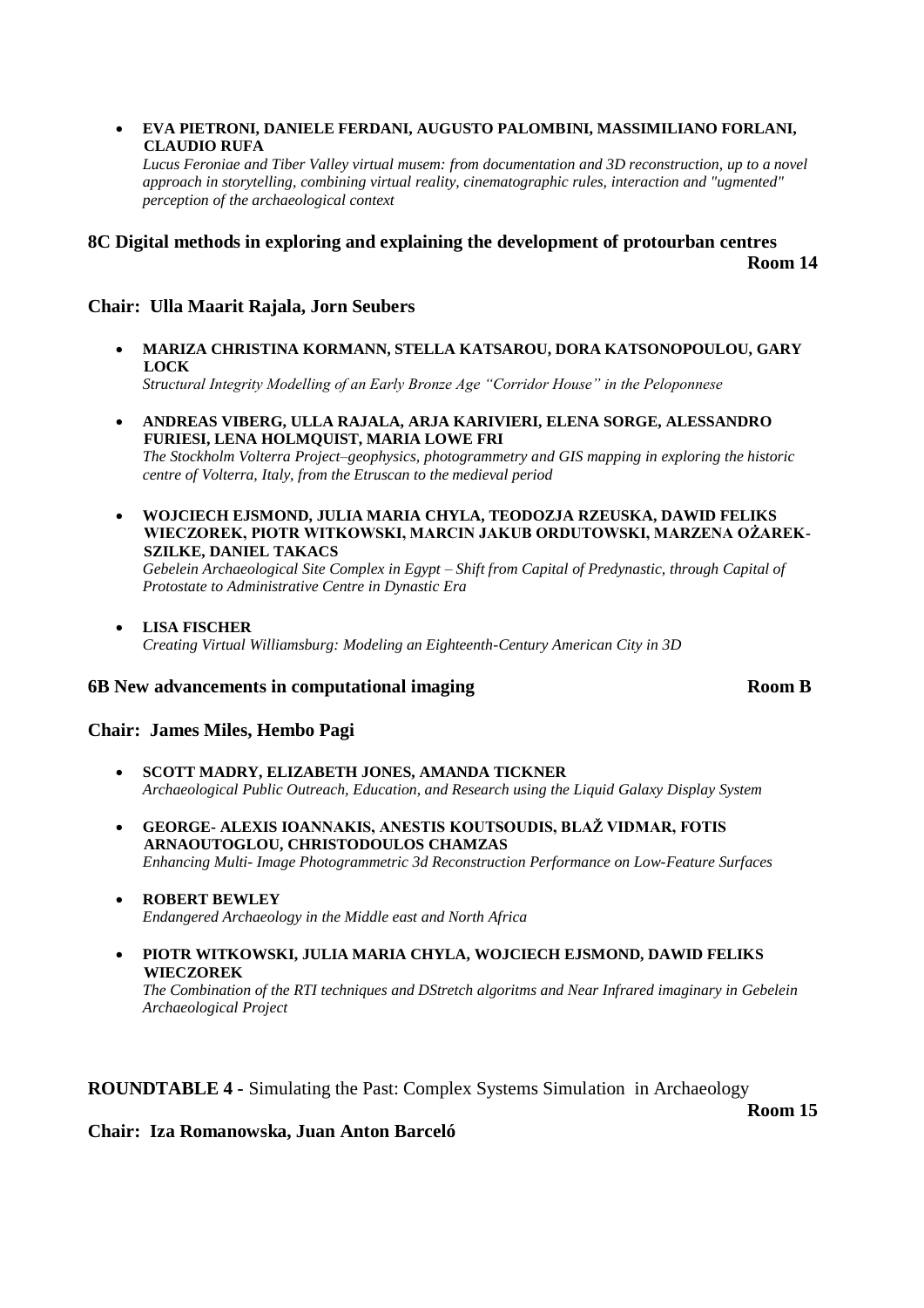- **EVA PIETRONI, DANIELE FERDANI, AUGUSTO PALOMBINI, MASSIMILIANO FORLANI, CLAUDIO RUFA**
  *Lucus Feroniae and Tiber Valley virtual musem: from documentation and 3D reconstruction, up to a novel approach in storytelling, combining virtual reality, cinematographic rules, interaction and "ugmented" perception of the archaeological context*

## 8C Digital methods in exploring and explaining the development of protourban centres

**Room 14**

### Chair: Ulla Maarit Rajala, Jorn Seubers

- **MARIZA CHRISTINA KORMANN, STELLA KATSAROU, DORA KATSONOPOULOU, GARY LOCK**
  *Structural Integrity Modelling of an Early Bronze Age "Corridor House" in the Peloponnese*

- **ANDREAS VIBERG, ULLA RAJALA, ARJA KARIVIERI, ELENA SORGE, ALESSANDRO FURIESI, LENA HOLMQUIST, MARIA LOWE FRI**
  *The Stockholm Volterra Project–geophysics, photogrammetry and GIS mapping in exploring the historic centre of Volterra, Italy, from the Etruscan to the medieval period*

- **WOJCIECH EJSMOND, JULIA MARIA CHYLA, TEODOZJA RZEUSKA, DAWID FELIKS WIECZOREK, PIOTR WITKOWSKI, MARCIN JAKUB ORDUTOWSKI, MARZENA OŻAREK-SZILKE, DANIEL TAKACS**
  *Gebelein Archaeological Site Complex in Egypt – Shift from Capital of Predynastic, through Capital of Protostate to Administrative Centre in Dynastic Era*

- **LISA FISCHER**
  *Creating Virtual Williamsburg: Modeling an Eighteenth-Century American City in 3D*

## 6B New advancements in computational imaging

**Room B**

### Chair: James Miles, Hembo Pagi

- **SCOTT MADRY, ELIZABETH JONES, AMANDA TICKNER**
  *Archaeological Public Outreach, Education, and Research using the Liquid Galaxy Display System*

- **GEORGE- ALEXIS IOANNAKIS, ANESTIS KOUTSOUDIS, BLAŽ VIDMAR, FOTIS ARNAOUTOGLOU, CHRISTODOULOS CHAMZAS**
  *Enhancing Multi- Image Photogrammetric 3d Reconstruction Performance on Low-Feature Surfaces*

- **ROBERT BEWLEY**
  *Endangered Archaeology in the Middle east and North Africa*

- **PIOTR WITKOWSKI, JULIA MARIA CHYLA, WOJCIECH EJSMOND, DAWID FELIKS WIECZOREK**
  *The Combination of the RTI techniques and DStretch algoritms and Near Infrared imaginary in Gebelein Archaeological Project*

## ROUNDTABLE 4 - Simulating the Past: Complex Systems Simulation in Archaeology

**Room 15**

### Chair: Iza Romanowska, Juan Anton Barceló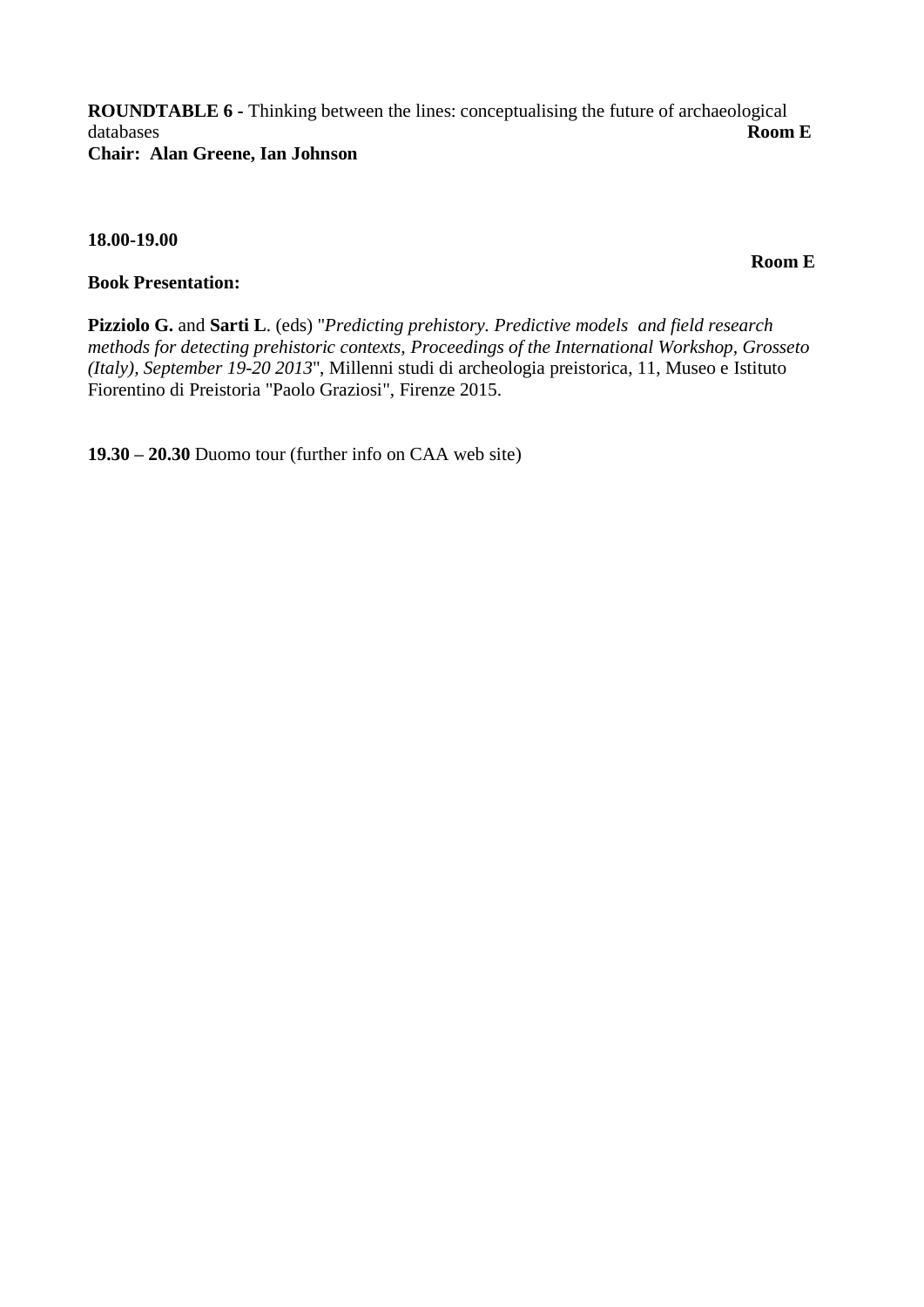**ROUNDTABLE 6 -** Thinking between the lines: conceptualising the future of archaeological databases **Room E**
**Chair: Alan Greene, Ian Johnson**

**18.00-19.00**

**Room E**

**Book Presentation:**

**Pizziolo G.** and **Sarti L**. (eds) "*Predicting prehistory. Predictive models and field research methods for detecting prehistoric contexts, Proceedings of the International Workshop, Grosseto (Italy), September 19-20 2013*", Millenni studi di archeologia preistorica, 11, Museo e Istituto Fiorentino di Preistoria "Paolo Graziosi", Firenze 2015.

**19.30 – 20.30** Duomo tour (further info on CAA web site)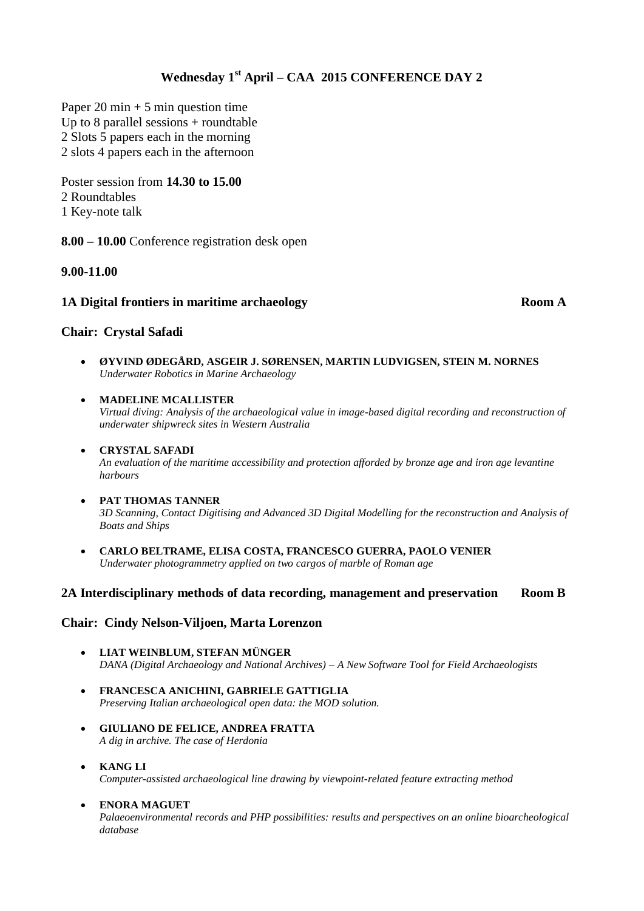## Wednesday 1st April – CAA 2015 CONFERENCE DAY 2

Paper 20 min + 5 min question time
Up to 8 parallel sessions + roundtable
2 Slots 5 papers each in the morning
2 slots 4 papers each in the afternoon

Poster session from **14.30 to 15.00**
2 Roundtables
1 Key-note talk

**8.00 – 10.00** Conference registration desk open

**9.00-11.00**

### 1A Digital frontiers in maritime archaeology — Room A

**Chair: Crystal Safadi**

- **ØYVIND ØDEGÅRD, ASGEIR J. SØRENSEN, MARTIN LUDVIGSEN, STEIN M. NORNES**
  *Underwater Robotics in Marine Archaeology*
- **MADELINE MCALLISTER**
  *Virtual diving: Analysis of the archaeological value in image-based digital recording and reconstruction of underwater shipwreck sites in Western Australia*
- **CRYSTAL SAFADI**
  *An evaluation of the maritime accessibility and protection afforded by bronze age and iron age levantine harbours*
- **PAT THOMAS TANNER**
  *3D Scanning, Contact Digitising and Advanced 3D Digital Modelling for the reconstruction and Analysis of Boats and Ships*
- **CARLO BELTRAME, ELISA COSTA, FRANCESCO GUERRA, PAOLO VENIER**
  *Underwater photogrammetry applied on two cargos of marble of Roman age*

### 2A Interdisciplinary methods of data recording, management and preservation — Room B

**Chair: Cindy Nelson-Viljoen, Marta Lorenzon**

- **LIAT WEINBLUM, STEFAN MÜNGER**
  *DANA (Digital Archaeology and National Archives) – A New Software Tool for Field Archaeologists*
- **FRANCESCA ANICHINI, GABRIELE GATTIGLIA**
  *Preserving Italian archaeological open data: the MOD solution.*
- **GIULIANO DE FELICE, ANDREA FRATTA**
  *A dig in archive. The case of Herdonia*
- **KANG LI**
  *Computer-assisted archaeological line drawing by viewpoint-related feature extracting method*
- **ENORA MAGUET**
  *Palaeoenvironmental records and PHP possibilities: results and perspectives on an online bioarcheological database*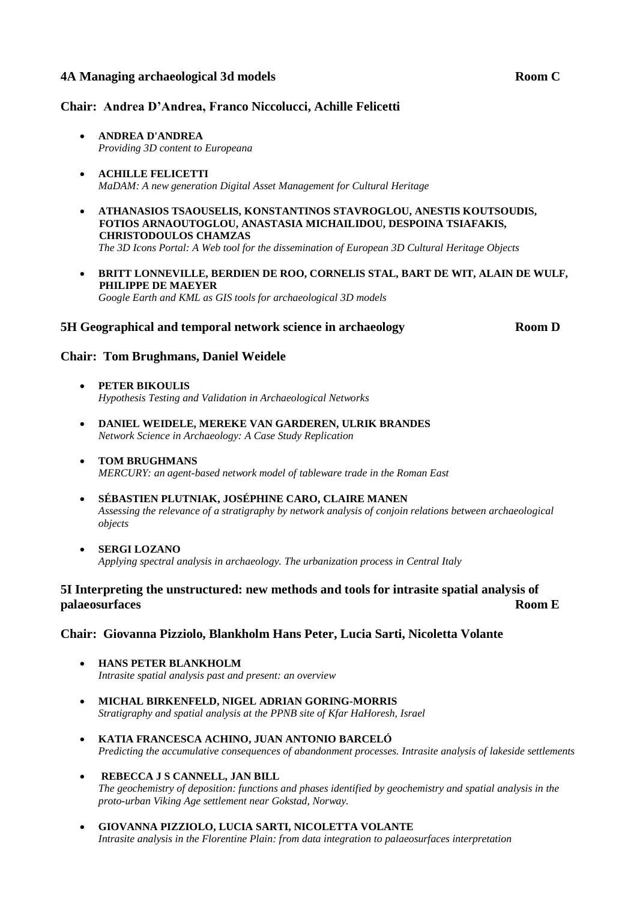## 4A Managing archaeological 3d models — Room C

### Chair: Andrea D'Andrea, Franco Niccolucci, Achille Felicetti

- **ANDREA D'ANDREA**
  *Providing 3D content to Europeana*

- **ACHILLE FELICETTI**
  *MaDAM: A new generation Digital Asset Management for Cultural Heritage*

- **ATHANASIOS TSAOUSELIS, KONSTANTINOS STAVROGLOU, ANESTIS KOUTSOUDIS, FOTIOS ARNAOUTOGLOU, ANASTASIA MICHAILIDOU, DESPOINA TSIAFAKIS, CHRISTODOULOS CHAMZAS**
  *The 3D Icons Portal: A Web tool for the dissemination of European 3D Cultural Heritage Objects*

- **BRITT LONNEVILLE, BERDIEN DE ROO, CORNELIS STAL, BART DE WIT, ALAIN DE WULF, PHILIPPE DE MAEYER**
  *Google Earth and KML as GIS tools for archaeological 3D models*

## 5H Geographical and temporal network science in archaeology — Room D

### Chair: Tom Brughmans, Daniel Weidele

- **PETER BIKOULIS**
  *Hypothesis Testing and Validation in Archaeological Networks*

- **DANIEL WEIDELE, MEREKE VAN GARDEREN, ULRIK BRANDES**
  *Network Science in Archaeology: A Case Study Replication*

- **TOM BRUGHMANS**
  *MERCURY: an agent-based network model of tableware trade in the Roman East*

- **SÉBASTIEN PLUTNIAK, JOSÉPHINE CARO, CLAIRE MANEN**
  *Assessing the relevance of a stratigraphy by network analysis of conjoin relations between archaeological objects*

- **SERGI LOZANO**
  *Applying spectral analysis in archaeology. The urbanization process in Central Italy*

## 5I Interpreting the unstructured: new methods and tools for intrasite spatial analysis of palaeosurfaces — Room E

### Chair: Giovanna Pizziolo, Blankholm Hans Peter, Lucia Sarti, Nicoletta Volante

- **HANS PETER BLANKHOLM**
  *Intrasite spatial analysis past and present: an overview*

- **MICHAL BIRKENFELD, NIGEL ADRIAN GORING-MORRIS**
  *Stratigraphy and spatial analysis at the PPNB site of Kfar HaHoresh, Israel*

- **KATIA FRANCESCA ACHINO, JUAN ANTONIO BARCELÓ**
  *Predicting the accumulative consequences of abandonment processes. Intrasite analysis of lakeside settlements*

- **REBECCA J S CANNELL, JAN BILL**
  *The geochemistry of deposition: functions and phases identified by geochemistry and spatial analysis in the proto-urban Viking Age settlement near Gokstad, Norway.*

- **GIOVANNA PIZZIOLO, LUCIA SARTI, NICOLETTA VOLANTE**
  *Intrasite analysis in the Florentine Plain: from data integration to palaeosurfaces interpretation*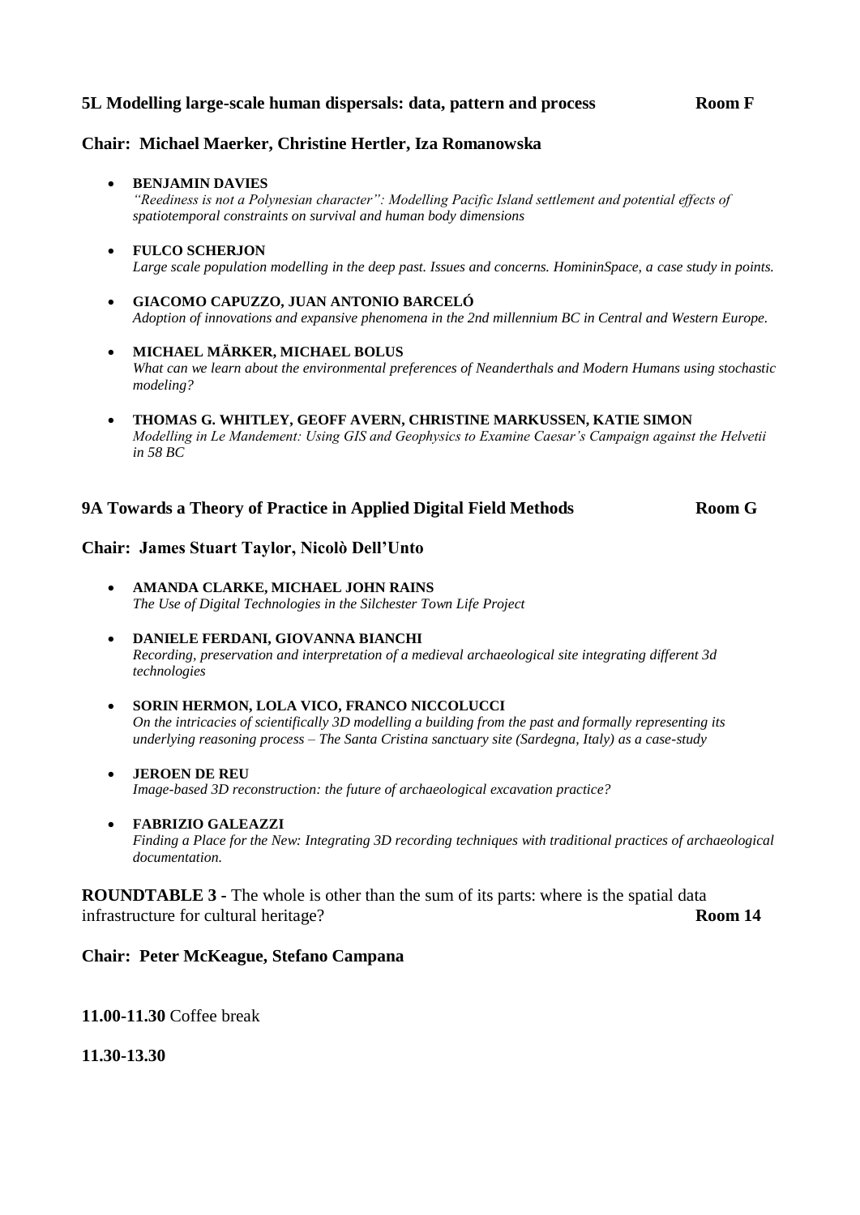**5L Modelling large-scale human dispersals: data, pattern and process** **Room F**

**Chair: Michael Maerker, Christine Hertler, Iza Romanowska**

- **BENJAMIN DAVIES**
  *"Reediness is not a Polynesian character": Modelling Pacific Island settlement and potential effects of spatiotemporal constraints on survival and human body dimensions*
- **FULCO SCHERJON**
  *Large scale population modelling in the deep past. Issues and concerns. HomininSpace, a case study in points.*
- **GIACOMO CAPUZZO, JUAN ANTONIO BARCELÓ**
  *Adoption of innovations and expansive phenomena in the 2nd millennium BC in Central and Western Europe.*
- **MICHAEL MÄRKER, MICHAEL BOLUS**
  *What can we learn about the environmental preferences of Neanderthals and Modern Humans using stochastic modeling?*
- **THOMAS G. WHITLEY, GEOFF AVERN, CHRISTINE MARKUSSEN, KATIE SIMON**
  *Modelling in Le Mandement: Using GIS and Geophysics to Examine Caesar's Campaign against the Helvetii in 58 BC*

**9A Towards a Theory of Practice in Applied Digital Field Methods** **Room G**

**Chair: James Stuart Taylor, Nicolò Dell'Unto**

- **AMANDA CLARKE, MICHAEL JOHN RAINS**
  *The Use of Digital Technologies in the Silchester Town Life Project*
- **DANIELE FERDANI, GIOVANNA BIANCHI**
  *Recording, preservation and interpretation of a medieval archaeological site integrating different 3d technologies*
- **SORIN HERMON, LOLA VICO, FRANCO NICCOLUCCI**
  *On the intricacies of scientifically 3D modelling a building from the past and formally representing its underlying reasoning process – The Santa Cristina sanctuary site (Sardegna, Italy) as a case-study*
- **JEROEN DE REU**
  *Image-based 3D reconstruction: the future of archaeological excavation practice?*
- **FABRIZIO GALEAZZI**
  *Finding a Place for the New: Integrating 3D recording techniques with traditional practices of archaeological documentation.*

**ROUNDTABLE 3 -** The whole is other than the sum of its parts: where is the spatial data infrastructure for cultural heritage? **Room 14**

**Chair: Peter McKeague, Stefano Campana**

**11.00-11.30** Coffee break

**11.30-13.30**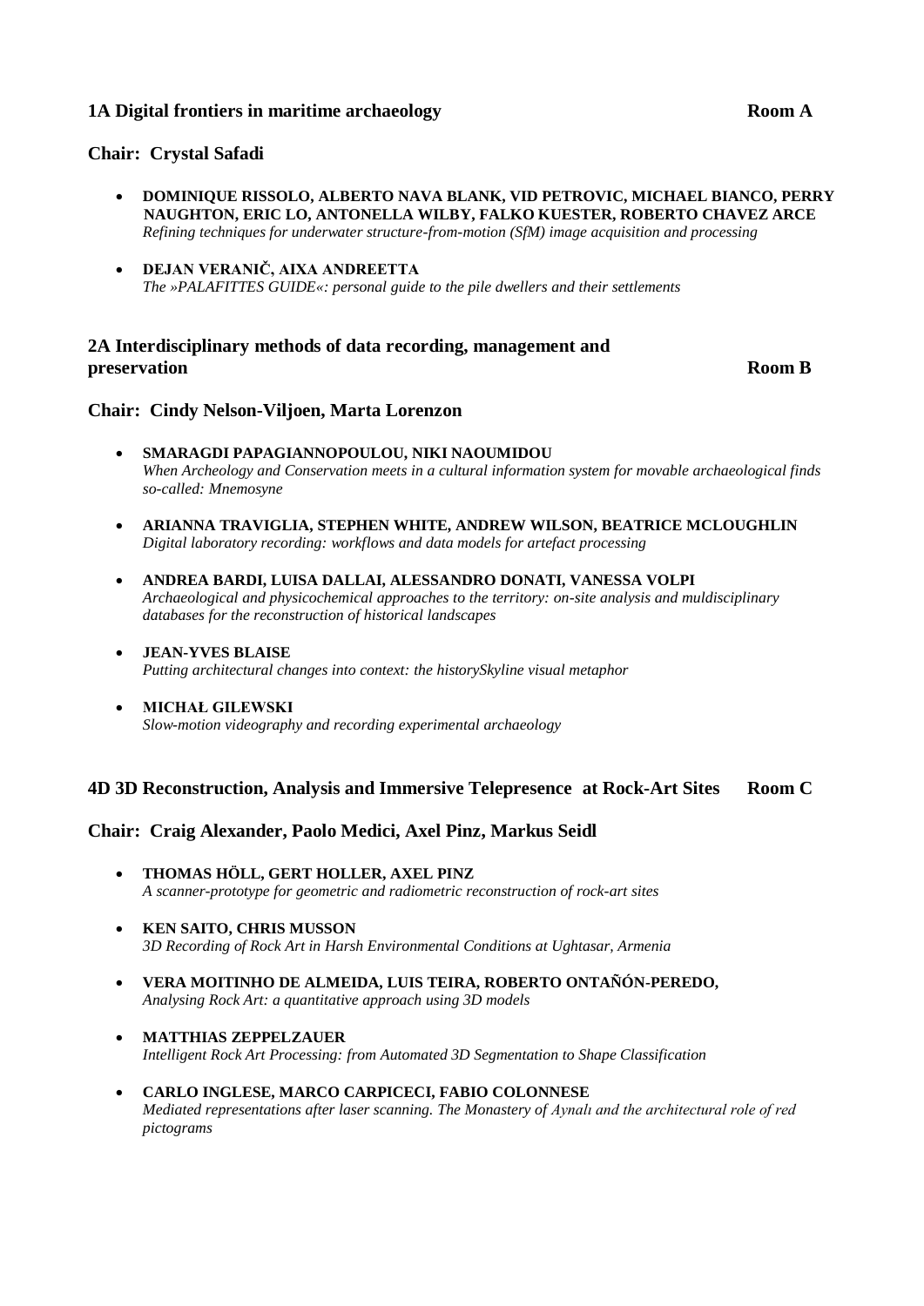### 1A Digital frontiers in maritime archaeology — Room A

**Chair: Crystal Safadi**

- **DOMINIQUE RISSOLO, ALBERTO NAVA BLANK, VID PETROVIC, MICHAEL BIANCO, PERRY NAUGHTON, ERIC LO, ANTONELLA WILBY, FALKO KUESTER, ROBERTO CHAVEZ ARCE**
  *Refining techniques for underwater structure-from-motion (SfM) image acquisition and processing*

- **DEJAN VERANIČ, AIXA ANDREETTA**
  *The »PALAFITTES GUIDE«: personal guide to the pile dwellers and their settlements*

### 2A Interdisciplinary methods of data recording, management and preservation — Room B

**Chair: Cindy Nelson-Viljoen, Marta Lorenzon**

- **SMARAGDI PAPAGIANNOPOULOU, NIKI NAOUMIDOU**
  *When Archeology and Conservation meets in a cultural information system for movable archaeological finds so-called: Mnemosyne*

- **ARIANNA TRAVIGLIA, STEPHEN WHITE, ANDREW WILSON, BEATRICE MCLOUGHLIN**
  *Digital laboratory recording: workflows and data models for artefact processing*

- **ANDREA BARDI, LUISA DALLAI, ALESSANDRO DONATI, VANESSA VOLPI**
  *Archaeological and physicochemical approaches to the territory: on-site analysis and muldisciplinary databases for the reconstruction of historical landscapes*

- **JEAN-YVES BLAISE**
  *Putting architectural changes into context: the historySkyline visual metaphor*

- **MICHAŁ GILEWSKI**
  *Slow-motion videography and recording experimental archaeology*

### 4D 3D Reconstruction, Analysis and Immersive Telepresence at Rock-Art Sites — Room C

**Chair: Craig Alexander, Paolo Medici, Axel Pinz, Markus Seidl**

- **THOMAS HÖLL, GERT HOLLER, AXEL PINZ**
  *A scanner-prototype for geometric and radiometric reconstruction of rock-art sites*

- **KEN SAITO, CHRIS MUSSON**
  *3D Recording of Rock Art in Harsh Environmental Conditions at Ughtasar, Armenia*

- **VERA MOITINHO DE ALMEIDA, LUIS TEIRA, ROBERTO ONTAÑÓN-PEREDO,**
  *Analysing Rock Art: a quantitative approach using 3D models*

- **MATTHIAS ZEPPELZAUER**
  *Intelligent Rock Art Processing: from Automated 3D Segmentation to Shape Classification*

- **CARLO INGLESE, MARCO CARPICECI, FABIO COLONNESE**
  *Mediated representations after laser scanning. The Monastery of Aynalı and the architectural role of red pictograms*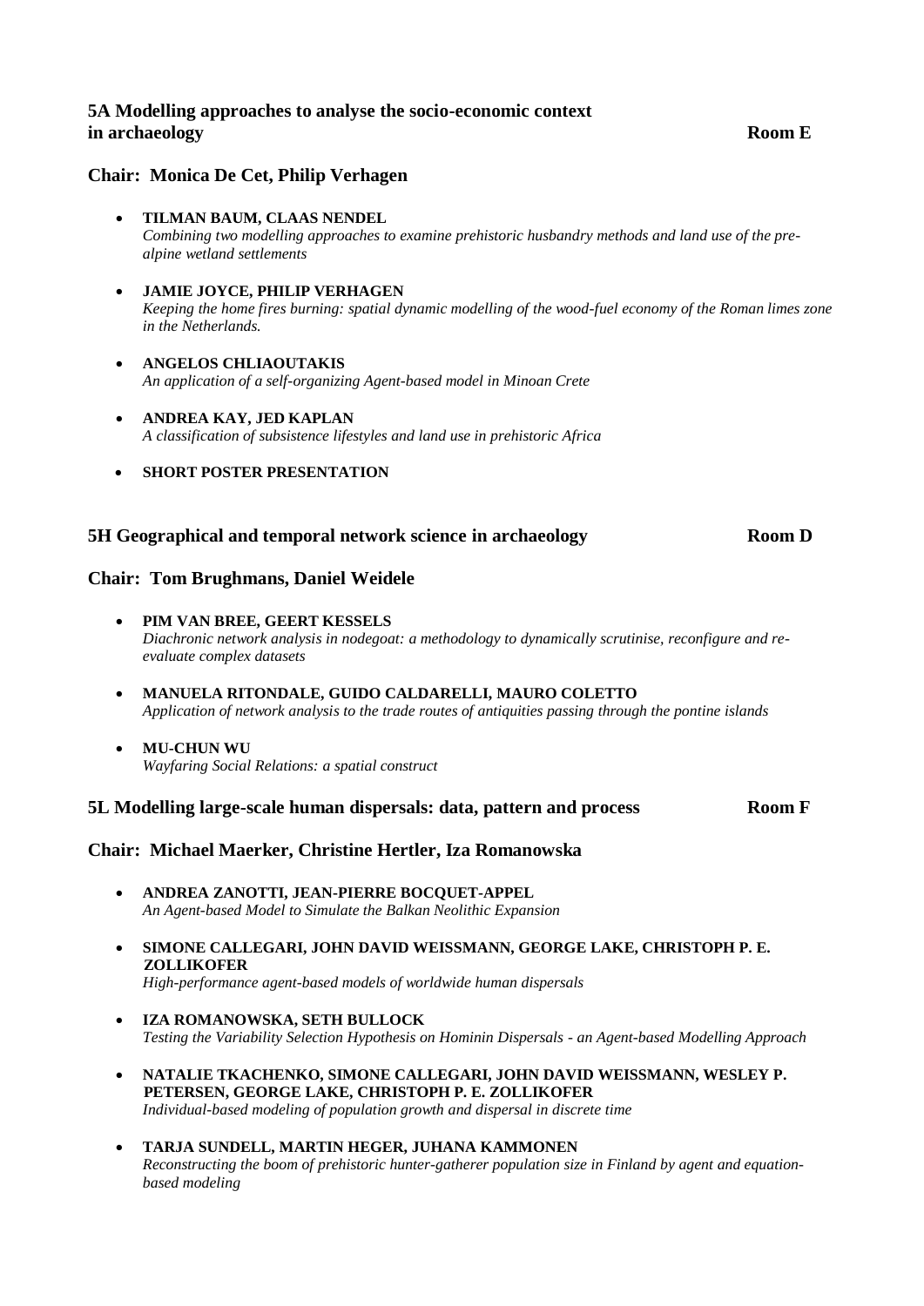## 5A Modelling approaches to analyse the socio-economic context in archaeology — Room E

### Chair: Monica De Cet, Philip Verhagen

- **TILMAN BAUM, CLAAS NENDEL**
  *Combining two modelling approaches to examine prehistoric husbandry methods and land use of the pre-alpine wetland settlements*

- **JAMIE JOYCE, PHILIP VERHAGEN**
  *Keeping the home fires burning: spatial dynamic modelling of the wood-fuel economy of the Roman limes zone in the Netherlands.*

- **ANGELOS CHLIAOUTAKIS**
  *An application of a self-organizing Agent-based model in Minoan Crete*

- **ANDREA KAY, JED KAPLAN**
  *A classification of subsistence lifestyles and land use in prehistoric Africa*

- **SHORT POSTER PRESENTATION**

## 5H Geographical and temporal network science in archaeology — Room D

### Chair: Tom Brughmans, Daniel Weidele

- **PIM VAN BREE, GEERT KESSELS**
  *Diachronic network analysis in nodegoat: a methodology to dynamically scrutinise, reconfigure and re-evaluate complex datasets*

- **MANUELA RITONDALE, GUIDO CALDARELLI, MAURO COLETTO**
  *Application of network analysis to the trade routes of antiquities passing through the pontine islands*

- **MU-CHUN WU**
  *Wayfaring Social Relations: a spatial construct*

## 5L Modelling large-scale human dispersals: data, pattern and process — Room F

### Chair: Michael Maerker, Christine Hertler, Iza Romanowska

- **ANDREA ZANOTTI, JEAN-PIERRE BOCQUET-APPEL**
  *An Agent-based Model to Simulate the Balkan Neolithic Expansion*

- **SIMONE CALLEGARI, JOHN DAVID WEISSMANN, GEORGE LAKE, CHRISTOPH P. E. ZOLLIKOFER**
  *High-performance agent-based models of worldwide human dispersals*

- **IZA ROMANOWSKA, SETH BULLOCK**
  *Testing the Variability Selection Hypothesis on Hominin Dispersals - an Agent-based Modelling Approach*

- **NATALIE TKACHENKO, SIMONE CALLEGARI, JOHN DAVID WEISSMANN, WESLEY P. PETERSEN, GEORGE LAKE, CHRISTOPH P. E. ZOLLIKOFER**
  *Individual-based modeling of population growth and dispersal in discrete time*

- **TARJA SUNDELL, MARTIN HEGER, JUHANA KAMMONEN**
  *Reconstructing the boom of prehistoric hunter-gatherer population size in Finland by agent and equation-based modeling*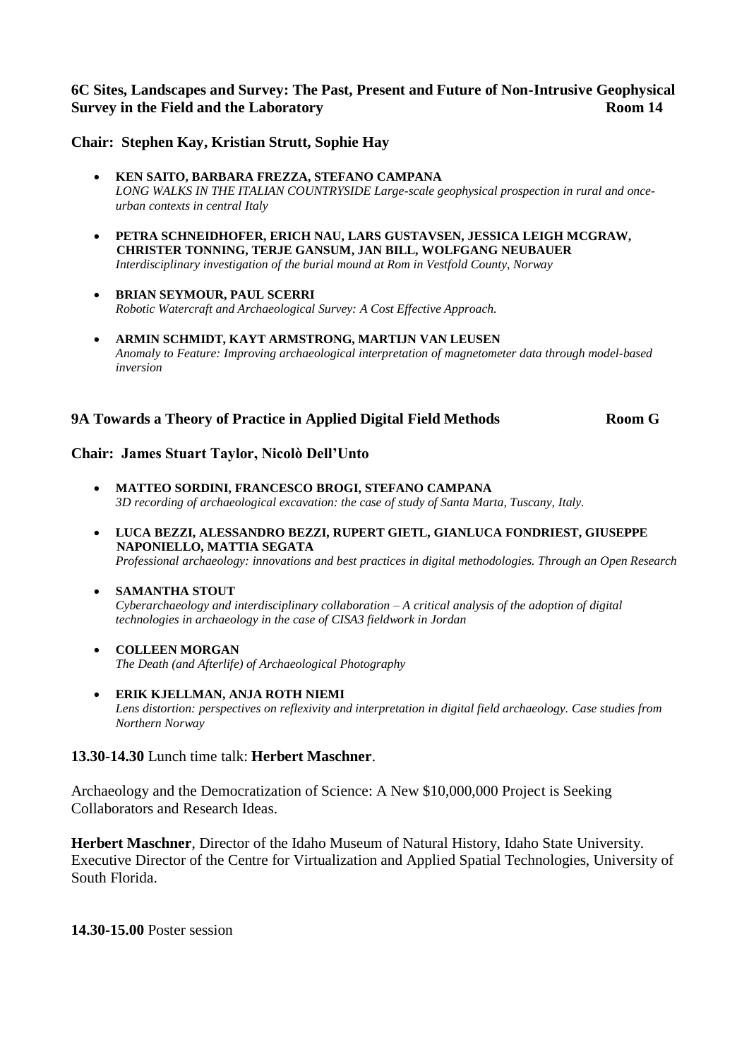### 6C Sites, Landscapes and Survey: The Past, Present and Future of Non-Intrusive Geophysical Survey in the Field and the Laboratory Room 14

**Chair: Stephen Kay, Kristian Strutt, Sophie Hay**

- **KEN SAITO, BARBARA FREZZA, STEFANO CAMPANA**
  *LONG WALKS IN THE ITALIAN COUNTRYSIDE Large-scale geophysical prospection in rural and once-urban contexts in central Italy*
- **PETRA SCHNEIDHOFER, ERICH NAU, LARS GUSTAVSEN, JESSICA LEIGH MCGRAW, CHRISTER TONNING, TERJE GANSUM, JAN BILL, WOLFGANG NEUBAUER**
  *Interdisciplinary investigation of the burial mound at Rom in Vestfold County, Norway*
- **BRIAN SEYMOUR, PAUL SCERRI**
  *Robotic Watercraft and Archaeological Survey: A Cost Effective Approach.*
- **ARMIN SCHMIDT, KAYT ARMSTRONG, MARTIJN VAN LEUSEN**
  *Anomaly to Feature: Improving archaeological interpretation of magnetometer data through model-based inversion*

### 9A Towards a Theory of Practice in Applied Digital Field Methods Room G

**Chair: James Stuart Taylor, Nicolò Dell'Unto**

- **MATTEO SORDINI, FRANCESCO BROGI, STEFANO CAMPANA**
  *3D recording of archaeological excavation: the case of study of Santa Marta, Tuscany, Italy.*
- **LUCA BEZZI, ALESSANDRO BEZZI, RUPERT GIETL, GIANLUCA FONDRIEST, GIUSEPPE NAPONIELLO, MATTIA SEGATA**
  *Professional archaeology: innovations and best practices in digital methodologies. Through an Open Research*
- **SAMANTHA STOUT**
  *Cyberarchaeology and interdisciplinary collaboration – A critical analysis of the adoption of digital technologies in archaeology in the case of CISA3 fieldwork in Jordan*
- **COLLEEN MORGAN**
  *The Death (and Afterlife) of Archaeological Photography*
- **ERIK KJELLMAN, ANJA ROTH NIEMI**
  *Lens distortion: perspectives on reflexivity and interpretation in digital field archaeology. Case studies from Northern Norway*

**13.30-14.30** Lunch time talk: **Herbert Maschner**.

Archaeology and the Democratization of Science: A New $10,000,000 Project is Seeking Collaborators and Research Ideas.

**Herbert Maschner**, Director of the Idaho Museum of Natural History, Idaho State University. Executive Director of the Centre for Virtualization and Applied Spatial Technologies, University of South Florida.

**14.30-15.00** Poster session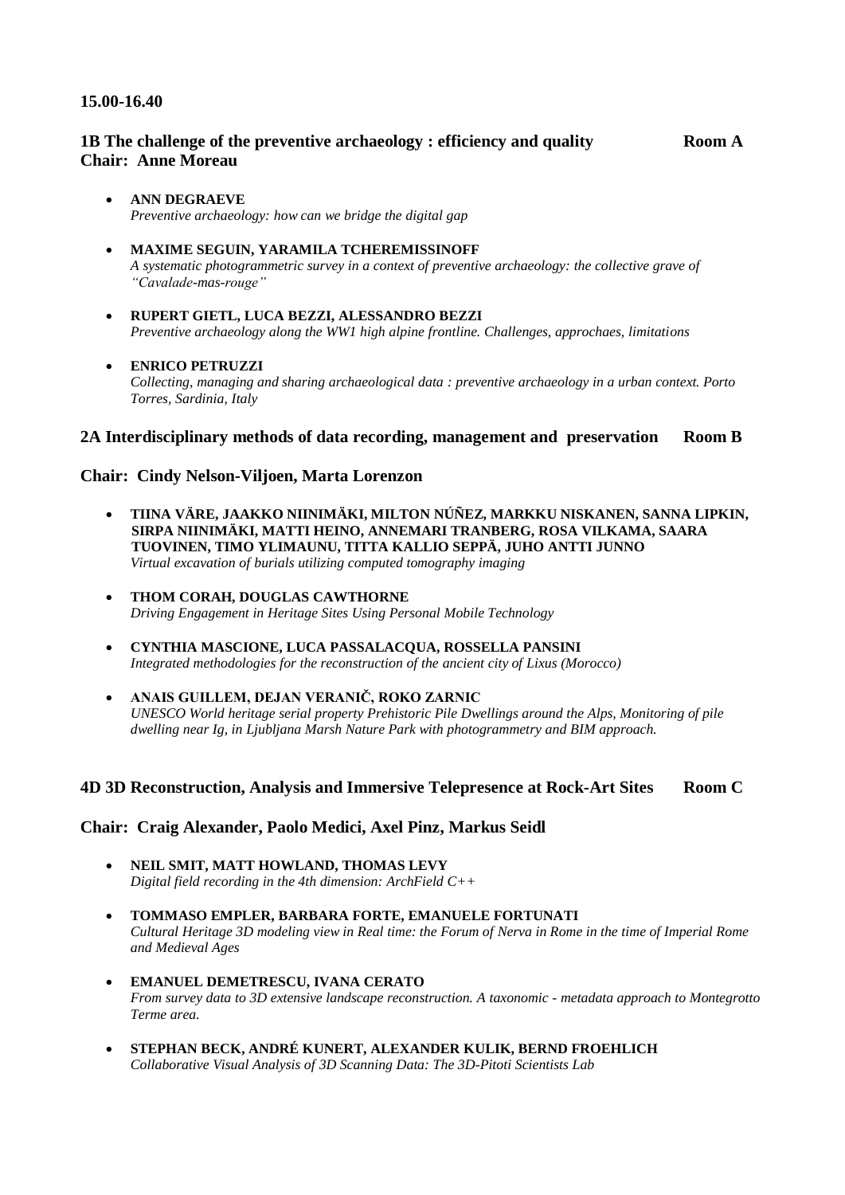**15.00-16.40**

**1B The challenge of the preventive archaeology : efficiency and quality Room A**
**Chair: Anne Moreau**

- **ANN DEGRAEVE**
  *Preventive archaeology: how can we bridge the digital gap*

- **MAXIME SEGUIN, YARAMILA TCHEREMISSINOFF**
  *A systematic photogrammetric survey in a context of preventive archaeology: the collective grave of "Cavalade-mas-rouge"*

- **RUPERT GIETL, LUCA BEZZI, ALESSANDRO BEZZI**
  *Preventive archaeology along the WW1 high alpine frontline. Challenges, approchaes, limitations*

- **ENRICO PETRUZZI**
  *Collecting, managing and sharing archaeological data : preventive archaeology in a urban context. Porto Torres, Sardinia, Italy*

**2A Interdisciplinary methods of data recording, management and preservation Room B**

**Chair: Cindy Nelson-Viljoen, Marta Lorenzon**

- **TIINA VÄRE, JAAKKO NIINIMÄKI, MILTON NÚÑEZ, MARKKU NISKANEN, SANNA LIPKIN, SIRPA NIINIMÄKI, MATTI HEINO, ANNEMARI TRANBERG, ROSA VILKAMA, SAARA TUOVINEN, TIMO YLIMAUNU, TITTA KALLIO SEPPÄ, JUHO ANTTI JUNNO**
  *Virtual excavation of burials utilizing computed tomography imaging*

- **THOM CORAH, DOUGLAS CAWTHORNE**
  *Driving Engagement in Heritage Sites Using Personal Mobile Technology*

- **CYNTHIA MASCIONE, LUCA PASSALACQUA, ROSSELLA PANSINI**
  *Integrated methodologies for the reconstruction of the ancient city of Lixus (Morocco)*

- **ANAIS GUILLEM, DEJAN VERANIČ, ROKO ZARNIC**
  *UNESCO World heritage serial property Prehistoric Pile Dwellings around the Alps, Monitoring of pile dwelling near Ig, in Ljubljana Marsh Nature Park with photogrammetry and BIM approach.*

**4D 3D Reconstruction, Analysis and Immersive Telepresence at Rock-Art Sites Room C**

**Chair: Craig Alexander, Paolo Medici, Axel Pinz, Markus Seidl**

- **NEIL SMIT, MATT HOWLAND, THOMAS LEVY**
  *Digital field recording in the 4th dimension: ArchField C++*

- **TOMMASO EMPLER, BARBARA FORTE, EMANUELE FORTUNATI**
  *Cultural Heritage 3D modeling view in Real time: the Forum of Nerva in Rome in the time of Imperial Rome and Medieval Ages*

- **EMANUEL DEMETRESCU, IVANA CERATO**
  *From survey data to 3D extensive landscape reconstruction. A taxonomic - metadata approach to Montegrotto Terme area.*

- **STEPHAN BECK, ANDRÉ KUNERT, ALEXANDER KULIK, BERND FROEHLICH**
  *Collaborative Visual Analysis of 3D Scanning Data: The 3D-Pitoti Scientists Lab*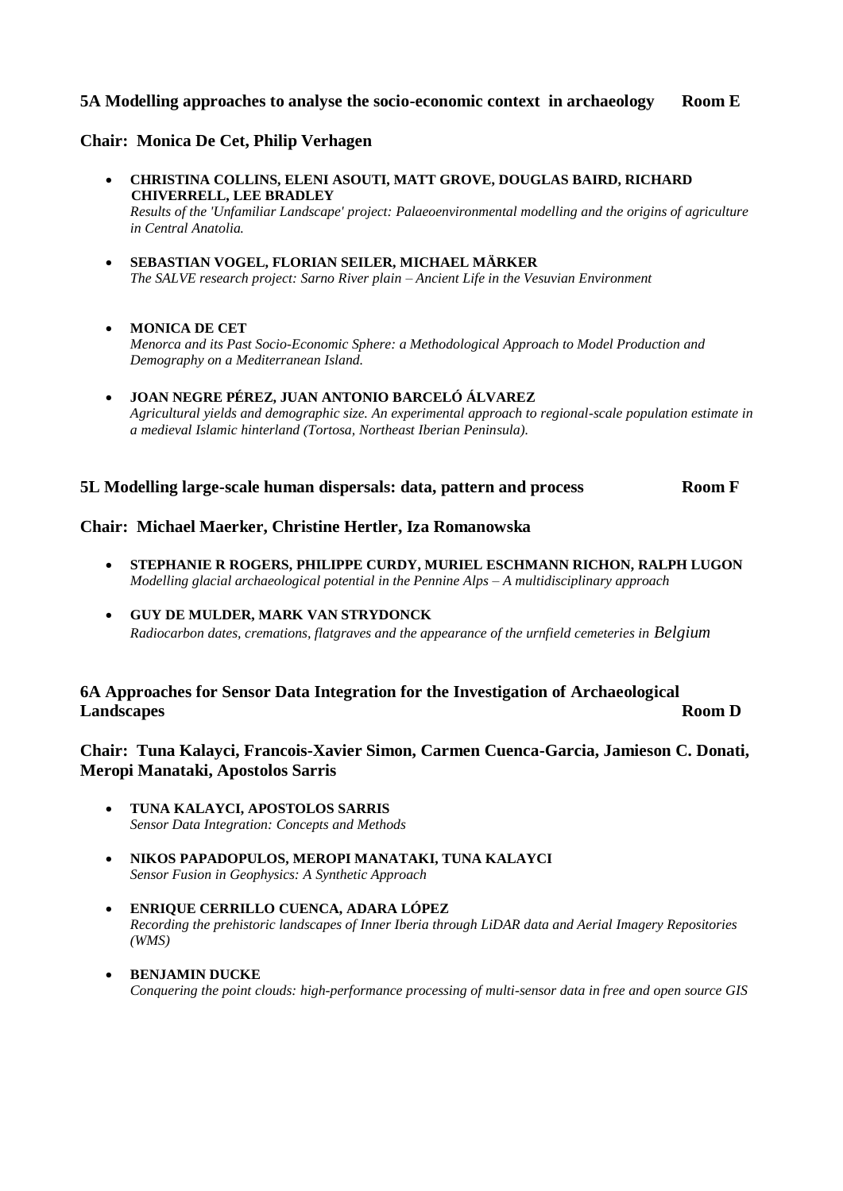## 5A Modelling approaches to analyse the socio-economic context in archaeology Room E

**Chair: Monica De Cet, Philip Verhagen**

- **CHRISTINA COLLINS, ELENI ASOUTI, MATT GROVE, DOUGLAS BAIRD, RICHARD CHIVERRELL, LEE BRADLEY**
  *Results of the 'Unfamiliar Landscape' project: Palaeoenvironmental modelling and the origins of agriculture in Central Anatolia.*
- **SEBASTIAN VOGEL, FLORIAN SEILER, MICHAEL MÄRKER**
  *The SALVE research project: Sarno River plain – Ancient Life in the Vesuvian Environment*
- **MONICA DE CET**
  *Menorca and its Past Socio-Economic Sphere: a Methodological Approach to Model Production and Demography on a Mediterranean Island.*
- **JOAN NEGRE PÉREZ, JUAN ANTONIO BARCELÓ ÁLVAREZ**
  *Agricultural yields and demographic size. An experimental approach to regional-scale population estimate in a medieval Islamic hinterland (Tortosa, Northeast Iberian Peninsula).*

## 5L Modelling large-scale human dispersals: data, pattern and process Room F

**Chair: Michael Maerker, Christine Hertler, Iza Romanowska**

- **STEPHANIE R ROGERS, PHILIPPE CURDY, MURIEL ESCHMANN RICHON, RALPH LUGON**
  *Modelling glacial archaeological potential in the Pennine Alps – A multidisciplinary approach*
- **GUY DE MULDER, MARK VAN STRYDONCK**
  *Radiocarbon dates, cremations, flatgraves and the appearance of the urnfield cemeteries in Belgium*

## 6A Approaches for Sensor Data Integration for the Investigation of Archaeological Landscapes Room D

**Chair: Tuna Kalayci, Francois-Xavier Simon, Carmen Cuenca-Garcia, Jamieson C. Donati, Meropi Manataki, Apostolos Sarris**

- **TUNA KALAYCI, APOSTOLOS SARRIS**
  *Sensor Data Integration: Concepts and Methods*
- **NIKOS PAPADOPULOS, MEROPI MANATAKI, TUNA KALAYCI**
  *Sensor Fusion in Geophysics: A Synthetic Approach*
- **ENRIQUE CERRILLO CUENCA, ADARA LÓPEZ**
  *Recording the prehistoric landscapes of Inner Iberia through LiDAR data and Aerial Imagery Repositories (WMS)*
- **BENJAMIN DUCKE**
  *Conquering the point clouds: high-performance processing of multi-sensor data in free and open source GIS*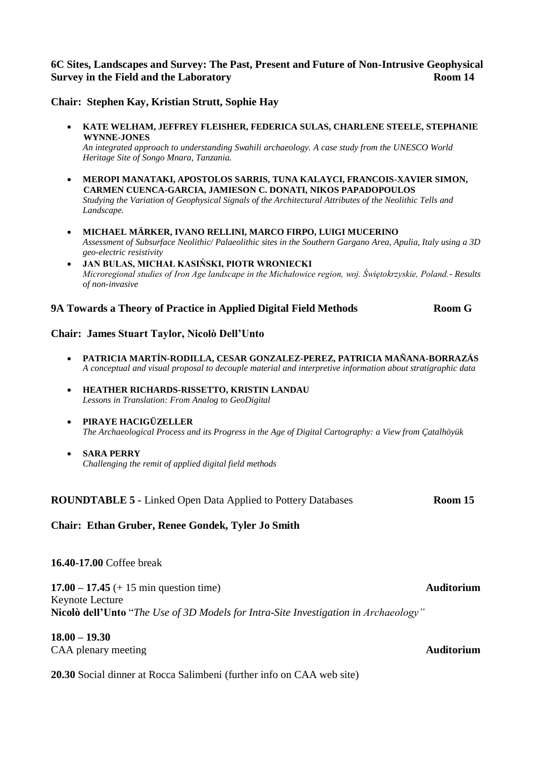**6C Sites, Landscapes and Survey: The Past, Present and Future of Non-Intrusive Geophysical Survey in the Field and the Laboratory** **Room 14**

**Chair: Stephen Kay, Kristian Strutt, Sophie Hay**

- **KATE WELHAM, JEFFREY FLEISHER, FEDERICA SULAS, CHARLENE STEELE, STEPHANIE WYNNE-JONES**
  *An integrated approach to understanding Swahili archaeology. A case study from the UNESCO World Heritage Site of Songo Mnara, Tanzania.*

- **MEROPI MANATAKI, APOSTOLOS SARRIS, TUNA KALAYCI, FRANCOIS-XAVIER SIMON, CARMEN CUENCA-GARCIA, JAMIESON C. DONATI, NIKOS PAPADOPOULOS**
  *Studying the Variation of Geophysical Signals of the Architectural Attributes of the Neolithic Tells and Landscape.*

- **MICHAEL MÄRKER, IVANO RELLINI, MARCO FIRPO, LUIGI MUCERINO**
  *Assessment of Subsurface Neolithic/ Palaeolithic sites in the Southern Gargano Area, Apulia, Italy using a 3D geo-electric resistivity*
- **JAN BULAS, MICHAŁ KASIŃSKI, PIOTR WRONIECKI**
  *Microregional studies of Iron Age landscape in the Michałowice region, woj. Świętokrzyskie, Poland.- Results of non-invasive*

**9A Towards a Theory of Practice in Applied Digital Field Methods** **Room G**

**Chair: James Stuart Taylor, Nicolò Dell'Unto**

- **PATRICIA MARTÍN-RODILLA, CESAR GONZALEZ-PEREZ, PATRICIA MAÑANA-BORRAZÁS**
  *A conceptual and visual proposal to decouple material and interpretive information about stratigraphic data*

- **HEATHER RICHARDS-RISSETTO, KRISTIN LANDAU**
  *Lessons in Translation: From Analog to GeoDigital*

- **PIRAYE HACIGÜZELLER**
  *The Archaeological Process and its Progress in the Age of Digital Cartography: a View from Çatalhöyük*

- **SARA PERRY**
  *Challenging the remit of applied digital field methods*

**ROUNDTABLE 5 -** Linked Open Data Applied to Pottery Databases **Room 15**

**Chair: Ethan Gruber, Renee Gondek, Tyler Jo Smith**

**16.40-17.00** Coffee break

**17.00 – 17.45** (+ 15 min question time) **Auditorium**
Keynote Lecture
**Nicolò dell'Unto** "*The Use of 3D Models for Intra-Site Investigation in Archaeology"*

**18.00 – 19.30**
CAA plenary meeting **Auditorium**

**20.30** Social dinner at Rocca Salimbeni (further info on CAA web site)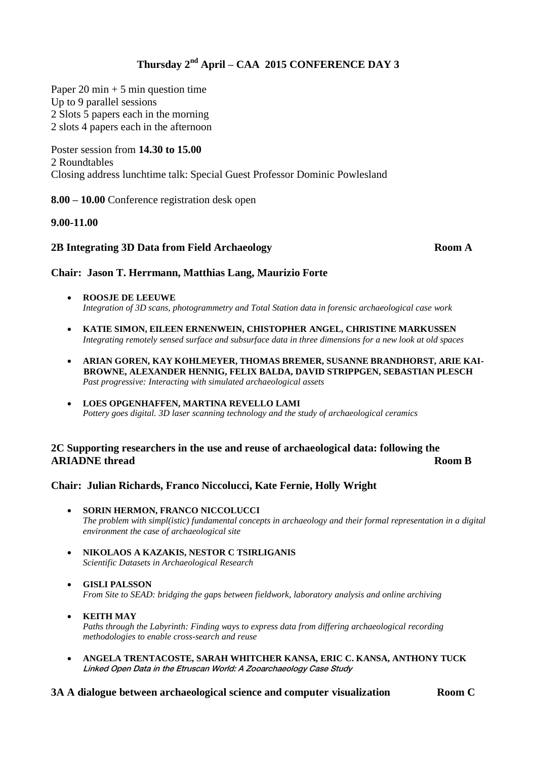# Thursday 2nd April – CAA 2015 CONFERENCE DAY 3

Paper 20 min + 5 min question time
Up to 9 parallel sessions
2 Slots 5 papers each in the morning
2 slots 4 papers each in the afternoon

Poster session from **14.30 to 15.00**
2 Roundtables
Closing address lunchtime talk: Special Guest Professor Dominic Powlesland

**8.00 – 10.00** Conference registration desk open

**9.00-11.00**

### 2B Integrating 3D Data from Field Archaeology — Room A

**Chair: Jason T. Herrmann, Matthias Lang, Maurizio Forte**

- **ROOSJE DE LEEUWE**
  *Integration of 3D scans, photogrammetry and Total Station data in forensic archaeological case work*
- **KATIE SIMON, EILEEN ERNENWEIN, CHISTOPHER ANGEL, CHRISTINE MARKUSSEN**
  *Integrating remotely sensed surface and subsurface data in three dimensions for a new look at old spaces*
- **ARIAN GOREN, KAY KOHLMEYER, THOMAS BREMER, SUSANNE BRANDHORST, ARIE KAI-BROWNE, ALEXANDER HENNIG, FELIX BALDA, DAVID STRIPPGEN, SEBASTIAN PLESCH**
  *Past progressive: Interacting with simulated archaeological assets*
- **LOES OPGENHAFFEN, MARTINA REVELLO LAMI**
  *Pottery goes digital. 3D laser scanning technology and the study of archaeological ceramics*

### 2C Supporting researchers in the use and reuse of archaeological data: following the ARIADNE thread — Room B

**Chair: Julian Richards, Franco Niccolucci, Kate Fernie, Holly Wright**

- **SORIN HERMON, FRANCO NICCOLUCCI**
  *The problem with simpl(istic) fundamental concepts in archaeology and their formal representation in a digital environment the case of archaeological site*
- **NIKOLAOS A KAZAKIS, NESTOR C TSIRLIGANIS**
  *Scientific Datasets in Archaeological Research*
- **GISLI PALSSON**
  *From Site to SEAD: bridging the gaps between fieldwork, laboratory analysis and online archiving*
- **KEITH MAY**
  *Paths through the Labyrinth: Finding ways to express data from differing archaeological recording methodologies to enable cross-search and reuse*
- **ANGELA TRENTACOSTE, SARAH WHITCHER KANSA, ERIC C. KANSA, ANTHONY TUCK**
  *Linked Open Data in the Etruscan World: A Zooarchaeology Case Study*

### 3A A dialogue between archaeological science and computer visualization — Room C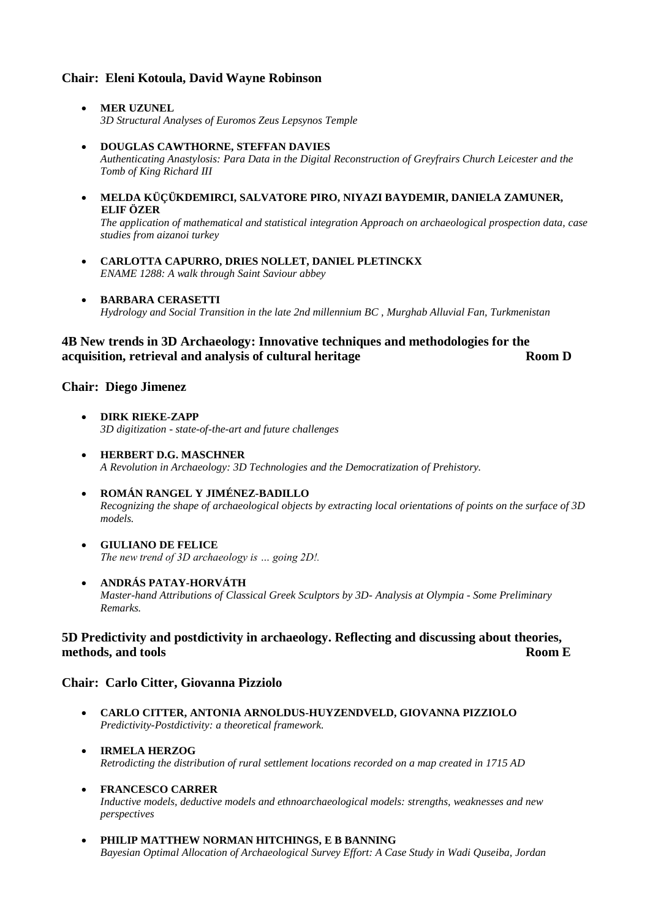**Chair: Eleni Kotoula, David Wayne Robinson**

- **MER UZUNEL**
  *3D Structural Analyses of Euromos Zeus Lepsynos Temple*

- **DOUGLAS CAWTHORNE, STEFFAN DAVIES**
  *Authenticating Anastylosis: Para Data in the Digital Reconstruction of Greyfrairs Church Leicester and the Tomb of King Richard III*

- **MELDA KÜÇÜKDEMIRCI, SALVATORE PIRO, NIYAZI BAYDEMIR, DANIELA ZAMUNER, ELIF ÖZER**
  *The application of mathematical and statistical integration Approach on archaeological prospection data, case studies from aizanoi turkey*

- **CARLOTTA CAPURRO, DRIES NOLLET, DANIEL PLETINCKX**
  *ENAME 1288: A walk through Saint Saviour abbey*

- **BARBARA CERASETTI**
  *Hydrology and Social Transition in the late 2nd millennium BC , Murghab Alluvial Fan, Turkmenistan*

## 4B New trends in 3D Archaeology: Innovative techniques and methodologies for the acquisition, retrieval and analysis of cultural heritage — Room D

**Chair: Diego Jimenez**

- **DIRK RIEKE-ZAPP**
  *3D digitization - state-of-the-art and future challenges*

- **HERBERT D.G. MASCHNER**
  *A Revolution in Archaeology: 3D Technologies and the Democratization of Prehistory.*

- **ROMÁN RANGEL Y JIMÉNEZ-BADILLO**
  *Recognizing the shape of archaeological objects by extracting local orientations of points on the surface of 3D models.*

- **GIULIANO DE FELICE**
  *The new trend of 3D archaeology is … going 2D!.*

- **ANDRÁS PATAY-HORVÁTH**
  *Master-hand Attributions of Classical Greek Sculptors by 3D- Analysis at Olympia - Some Preliminary Remarks.*

## 5D Predictivity and postdictivity in archaeology. Reflecting and discussing about theories, methods, and tools — Room E

**Chair: Carlo Citter, Giovanna Pizziolo**

- **CARLO CITTER, ANTONIA ARNOLDUS-HUYZENDVELD, GIOVANNA PIZZIOLO**
  *Predictivity-Postdictivity: a theoretical framework.*

- **IRMELA HERZOG**
  *Retrodicting the distribution of rural settlement locations recorded on a map created in 1715 AD*

- **FRANCESCO CARRER**
  *Inductive models, deductive models and ethnoarchaeological models: strengths, weaknesses and new perspectives*

- **PHILIP MATTHEW NORMAN HITCHINGS, E B BANNING**
  *Bayesian Optimal Allocation of Archaeological Survey Effort: A Case Study in Wadi Quseiba, Jordan*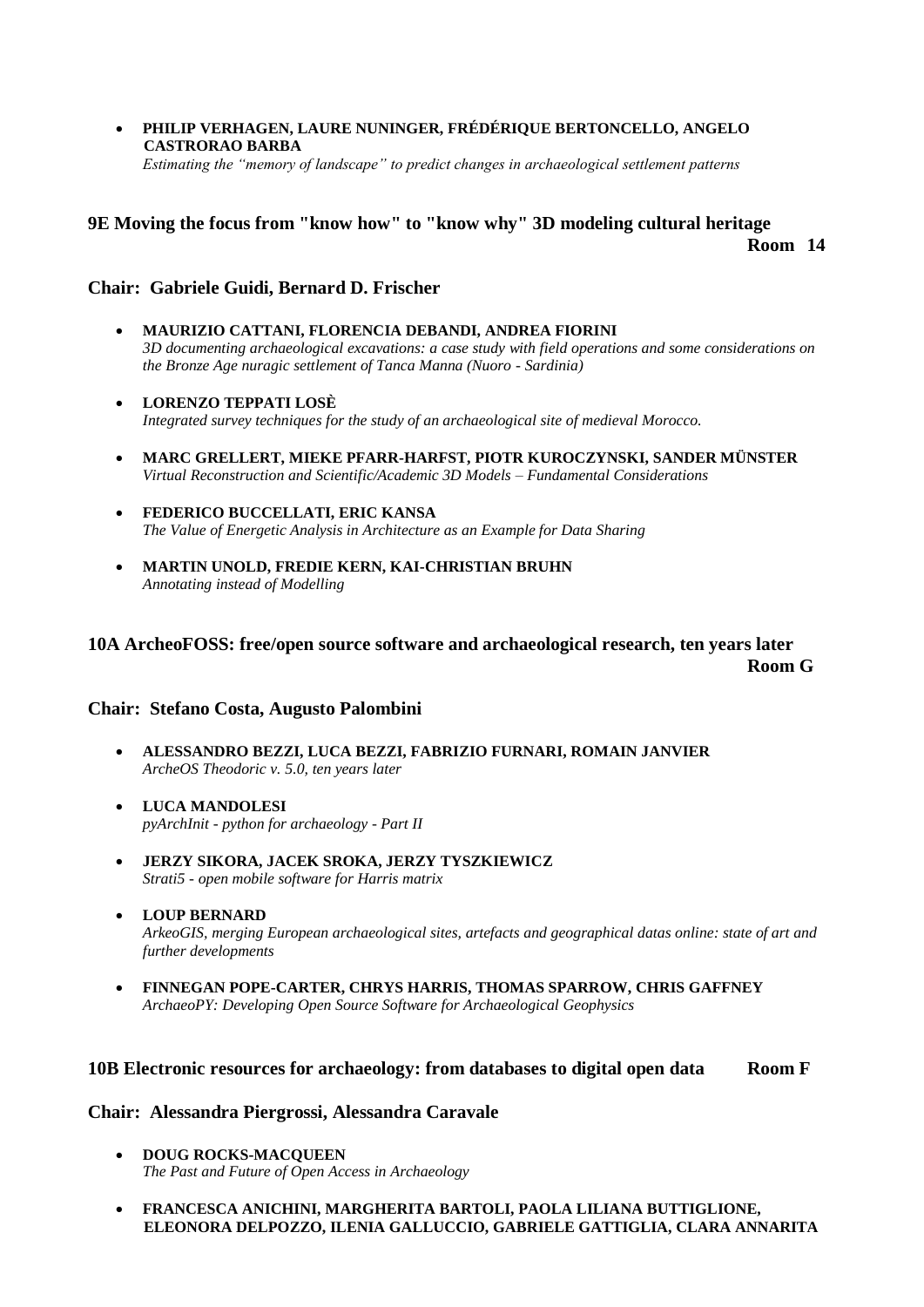- **PHILIP VERHAGEN, LAURE NUNINGER, FRÉDÉRIQUE BERTONCELLO, ANGELO CASTRORAO BARBA**
  *Estimating the "memory of landscape" to predict changes in archaeological settlement patterns*

## 9E Moving the focus from "know how" to "know why" 3D modeling cultural heritage Room 14

### Chair: Gabriele Guidi, Bernard D. Frischer

- **MAURIZIO CATTANI, FLORENCIA DEBANDI, ANDREA FIORINI**
  *3D documenting archaeological excavations: a case study with field operations and some considerations on the Bronze Age nuragic settlement of Tanca Manna (Nuoro - Sardinia)*
- **LORENZO TEPPATI LOSÈ**
  *Integrated survey techniques for the study of an archaeological site of medieval Morocco.*
- **MARC GRELLERT, MIEKE PFARR-HARFST, PIOTR KUROCZYNSKI, SANDER MÜNSTER**
  *Virtual Reconstruction and Scientific/Academic 3D Models – Fundamental Considerations*
- **FEDERICO BUCCELLATI, ERIC KANSA**
  *The Value of Energetic Analysis in Architecture as an Example for Data Sharing*
- **MARTIN UNOLD, FREDIE KERN, KAI-CHRISTIAN BRUHN**
  *Annotating instead of Modelling*

## 10A ArcheoFOSS: free/open source software and archaeological research, ten years later Room G

### Chair: Stefano Costa, Augusto Palombini

- **ALESSANDRO BEZZI, LUCA BEZZI, FABRIZIO FURNARI, ROMAIN JANVIER**
  *ArcheOS Theodoric v. 5.0, ten years later*
- **LUCA MANDOLESI**
  *pyArchInit - python for archaeology - Part II*
- **JERZY SIKORA, JACEK SROKA, JERZY TYSZKIEWICZ**
  *Strati5 - open mobile software for Harris matrix*
- **LOUP BERNARD**
  *ArkeoGIS, merging European archaeological sites, artefacts and geographical datas online: state of art and further developments*
- **FINNEGAN POPE-CARTER, CHRYS HARRIS, THOMAS SPARROW, CHRIS GAFFNEY**
  *ArchaeoPY: Developing Open Source Software for Archaeological Geophysics*

## 10B Electronic resources for archaeology: from databases to digital open data Room F

### Chair: Alessandra Piergrossi, Alessandra Caravale

- **DOUG ROCKS-MACQUEEN**
  *The Past and Future of Open Access in Archaeology*
- **FRANCESCA ANICHINI, MARGHERITA BARTOLI, PAOLA LILIANA BUTTIGLIONE, ELEONORA DELPOZZO, ILENIA GALLUCCIO, GABRIELE GATTIGLIA, CLARA ANNARITA**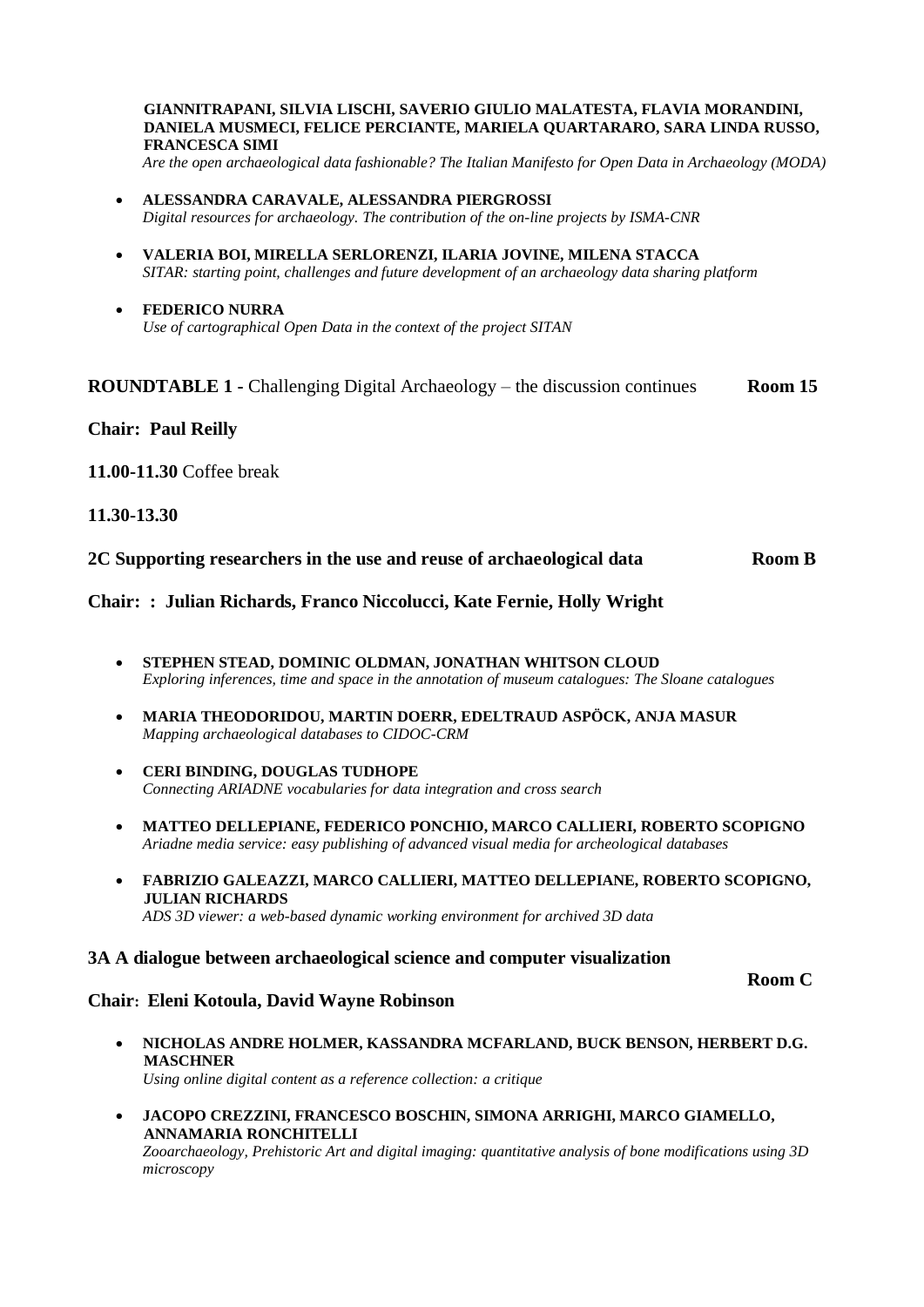**GIANNITRAPANI, SILVIA LISCHI, SAVERIO GIULIO MALATESTA, FLAVIA MORANDINI, DANIELA MUSMECI, FELICE PERCIANTE, MARIELA QUARTARARO, SARA LINDA RUSSO, FRANCESCA SIMI**
*Are the open archaeological data fashionable? The Italian Manifesto for Open Data in Archaeology (MODA)*

- **ALESSANDRA CARAVALE, ALESSANDRA PIERGROSSI**
  *Digital resources for archaeology. The contribution of the on-line projects by ISMA-CNR*

- **VALERIA BOI, MIRELLA SERLORENZI, ILARIA JOVINE, MILENA STACCA**
  *SITAR: starting point, challenges and future development of an archaeology data sharing platform*

- **FEDERICO NURRA**
  *Use of cartographical Open Data in the context of the project SITAN*

**ROUNDTABLE 1 -** Challenging Digital Archaeology – the discussion continues **Room 15**

**Chair: Paul Reilly**

**11.00-11.30** Coffee break

**11.30-13.30**

**2C Supporting researchers in the use and reuse of archaeological data Room B**

**Chair: : Julian Richards, Franco Niccolucci, Kate Fernie, Holly Wright**

- **STEPHEN STEAD, DOMINIC OLDMAN, JONATHAN WHITSON CLOUD**
  *Exploring inferences, time and space in the annotation of museum catalogues: The Sloane catalogues*

- **MARIA THEODORIDOU, MARTIN DOERR, EDELTRAUD ASPÖCK, ANJA MASUR**
  *Mapping archaeological databases to CIDOC-CRM*

- **CERI BINDING, DOUGLAS TUDHOPE**
  *Connecting ARIADNE vocabularies for data integration and cross search*

- **MATTEO DELLEPIANE, FEDERICO PONCHIO, MARCO CALLIERI, ROBERTO SCOPIGNO**
  *Ariadne media service: easy publishing of advanced visual media for archeological databases*

- **FABRIZIO GALEAZZI, MARCO CALLIERI, MATTEO DELLEPIANE, ROBERTO SCOPIGNO, JULIAN RICHARDS**
  *ADS 3D viewer: a web-based dynamic working environment for archived 3D data*

**3A A dialogue between archaeological science and computer visualization Room C**

**Chair: Eleni Kotoula, David Wayne Robinson**

- **NICHOLAS ANDRE HOLMER, KASSANDRA MCFARLAND, BUCK BENSON, HERBERT D.G. MASCHNER**
  *Using online digital content as a reference collection: a critique*

- **JACOPO CREZZINI, FRANCESCO BOSCHIN, SIMONA ARRIGHI, MARCO GIAMELLO, ANNAMARIA RONCHITELLI**
  *Zooarchaeology, Prehistoric Art and digital imaging: quantitative analysis of bone modifications using 3D microscopy*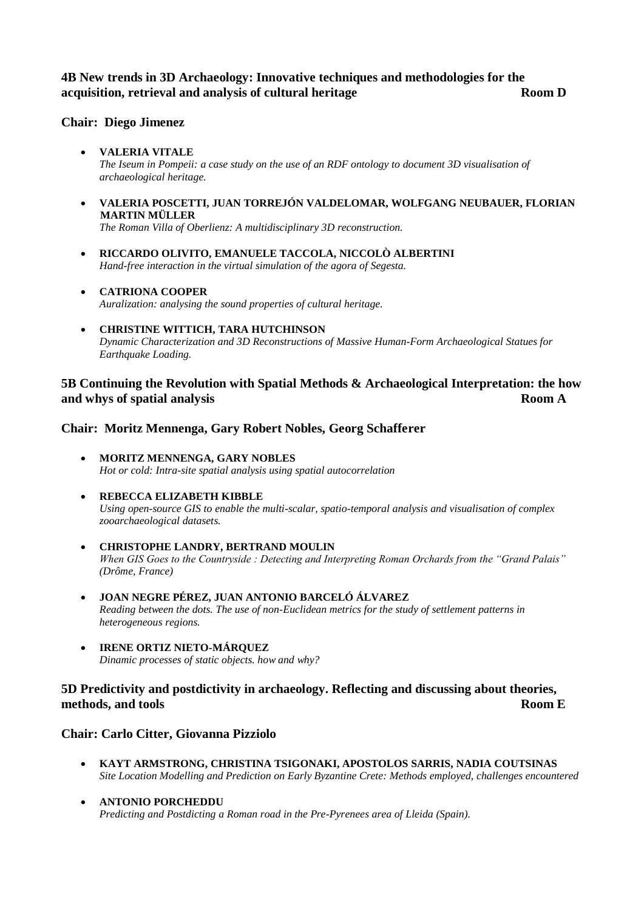### 4B New trends in 3D Archaeology: Innovative techniques and methodologies for the acquisition, retrieval and analysis of cultural heritage — Room D

**Chair: Diego Jimenez**

- **VALERIA VITALE**
  *The Iseum in Pompeii: a case study on the use of an RDF ontology to document 3D visualisation of archaeological heritage.*
- **VALERIA POSCETTI, JUAN TORREJÓN VALDELOMAR, WOLFGANG NEUBAUER, FLORIAN MARTIN MÜLLER**
  *The Roman Villa of Oberlienz: A multidisciplinary 3D reconstruction.*
- **RICCARDO OLIVITO, EMANUELE TACCOLA, NICCOLÒ ALBERTINI**
  *Hand-free interaction in the virtual simulation of the agora of Segesta.*
- **CATRIONA COOPER**
  *Auralization: analysing the sound properties of cultural heritage.*
- **CHRISTINE WITTICH, TARA HUTCHINSON**
  *Dynamic Characterization and 3D Reconstructions of Massive Human-Form Archaeological Statues for Earthquake Loading.*

### 5B Continuing the Revolution with Spatial Methods & Archaeological Interpretation: the how and whys of spatial analysis — Room A

**Chair: Moritz Mennenga, Gary Robert Nobles, Georg Schafferer**

- **MORITZ MENNENGA, GARY NOBLES**
  *Hot or cold: Intra-site spatial analysis using spatial autocorrelation*
- **REBECCA ELIZABETH KIBBLE**
  *Using open-source GIS to enable the multi-scalar, spatio-temporal analysis and visualisation of complex zooarchaeological datasets.*
- **CHRISTOPHE LANDRY, BERTRAND MOULIN**
  *When GIS Goes to the Countryside : Detecting and Interpreting Roman Orchards from the "Grand Palais" (Drôme, France)*
- **JOAN NEGRE PÉREZ, JUAN ANTONIO BARCELÓ ÁLVAREZ**
  *Reading between the dots. The use of non-Euclidean metrics for the study of settlement patterns in heterogeneous regions.*
- **IRENE ORTIZ NIETO-MÁRQUEZ**
  *Dinamic processes of static objects. how and why?*

### 5D Predictivity and postdictivity in archaeology. Reflecting and discussing about theories, methods, and tools — Room E

**Chair: Carlo Citter, Giovanna Pizziolo**

- **KAYT ARMSTRONG, CHRISTINA TSIGONAKI, APOSTOLOS SARRIS, NADIA COUTSINAS**
  *Site Location Modelling and Prediction on Early Byzantine Crete: Methods employed, challenges encountered*
- **ANTONIO PORCHEDDU**
  *Predicting and Postdicting a Roman road in the Pre-Pyrenees area of Lleida (Spain).*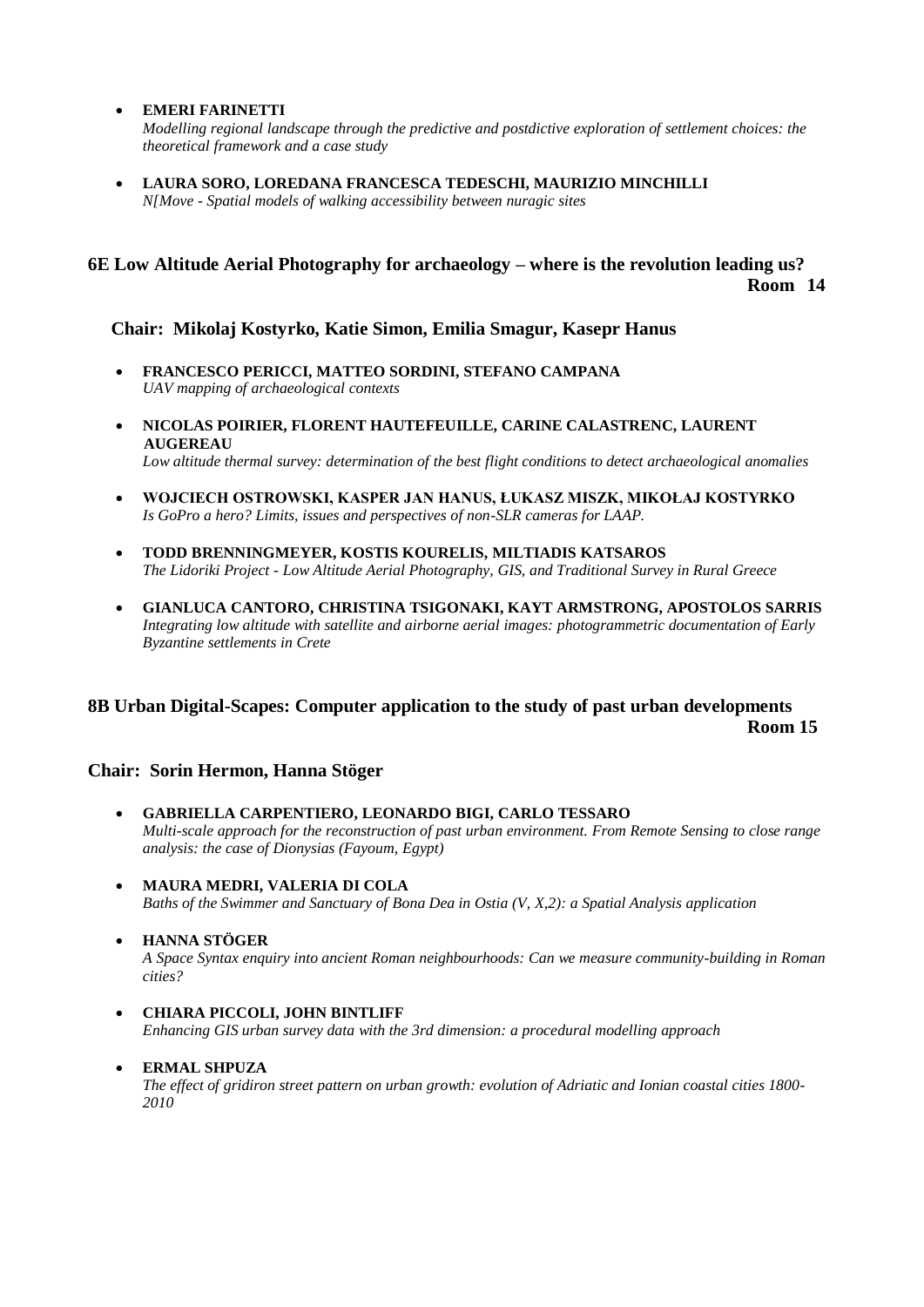- **EMERI FARINETTI**
  *Modelling regional landscape through the predictive and postdictive exploration of settlement choices: the theoretical framework and a case study*

- **LAURA SORO, LOREDANA FRANCESCA TEDESCHI, MAURIZIO MINCHILLI**
  *N[Move - Spatial models of walking accessibility between nuragic sites*

## 6E Low Altitude Aerial Photography for archaeology – where is the revolution leading us?

**Room 14**

### Chair: Mikolaj Kostyrko, Katie Simon, Emilia Smagur, Kasepr Hanus

- **FRANCESCO PERICCI, MATTEO SORDINI, STEFANO CAMPANA**
  *UAV mapping of archaeological contexts*

- **NICOLAS POIRIER, FLORENT HAUTEFEUILLE, CARINE CALASTRENC, LAURENT AUGEREAU**
  *Low altitude thermal survey: determination of the best flight conditions to detect archaeological anomalies*

- **WOJCIECH OSTROWSKI, KASPER JAN HANUS, ŁUKASZ MISZK, MIKOŁAJ KOSTYRKO**
  *Is GoPro a hero? Limits, issues and perspectives of non-SLR cameras for LAAP.*

- **TODD BRENNINGMEYER, KOSTIS KOURELIS, MILTIADIS KATSAROS**
  *The Lidoriki Project - Low Altitude Aerial Photography, GIS, and Traditional Survey in Rural Greece*

- **GIANLUCA CANTORO, CHRISTINA TSIGONAKI, KAYT ARMSTRONG, APOSTOLOS SARRIS**
  *Integrating low altitude with satellite and airborne aerial images: photogrammetric documentation of Early Byzantine settlements in Crete*

## 8B Urban Digital-Scapes: Computer application to the study of past urban developments

**Room 15**

### Chair: Sorin Hermon, Hanna Stöger

- **GABRIELLA CARPENTIERO, LEONARDO BIGI, CARLO TESSARO**
  *Multi-scale approach for the reconstruction of past urban environment. From Remote Sensing to close range analysis: the case of Dionysias (Fayoum, Egypt)*

- **MAURA MEDRI, VALERIA DI COLA**
  *Baths of the Swimmer and Sanctuary of Bona Dea in Ostia (V, X,2): a Spatial Analysis application*

- **HANNA STÖGER**
  *A Space Syntax enquiry into ancient Roman neighbourhoods: Can we measure community-building in Roman cities?*

- **CHIARA PICCOLI, JOHN BINTLIFF**
  *Enhancing GIS urban survey data with the 3rd dimension: a procedural modelling approach*

- **ERMAL SHPUZA**
  *The effect of gridiron street pattern on urban growth: evolution of Adriatic and Ionian coastal cities 1800-2010*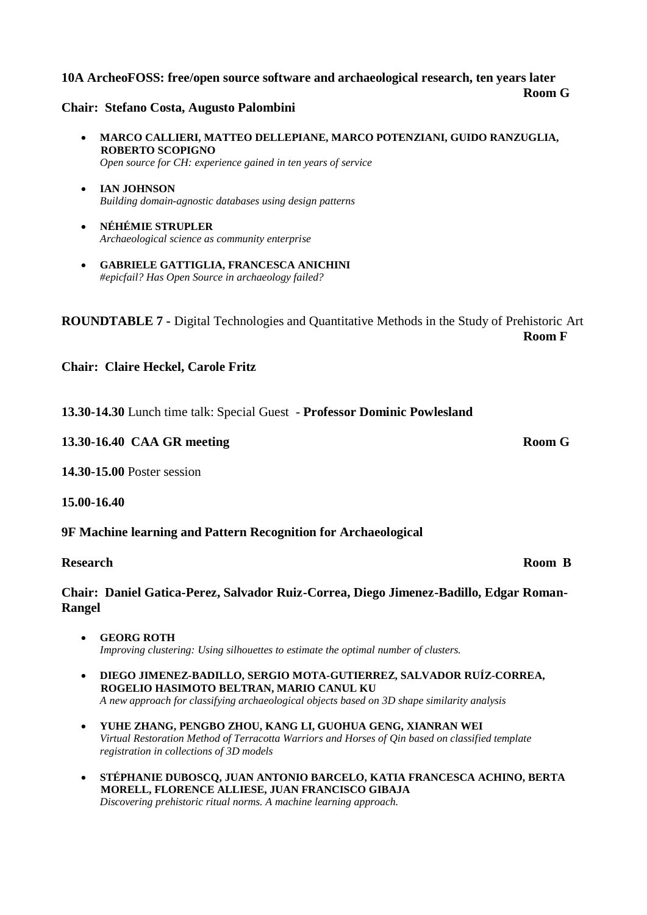**10A ArcheoFOSS: free/open source software and archaeological research, ten years later**
**Room G**

**Chair: Stefano Costa, Augusto Palombini**

- **MARCO CALLIERI, MATTEO DELLEPIANE, MARCO POTENZIANI, GUIDO RANZUGLIA, ROBERTO SCOPIGNO**
  *Open source for CH: experience gained in ten years of service*
- **IAN JOHNSON**
  *Building domain-agnostic databases using design patterns*
- **NÉHÉMIE STRUPLER**
  *Archaeological science as community enterprise*
- **GABRIELE GATTIGLIA, FRANCESCA ANICHINI**
  *#epicfail? Has Open Source in archaeology failed?*

**ROUNDTABLE 7 -** Digital Technologies and Quantitative Methods in the Study of Prehistoric Art
**Room F**

**Chair: Claire Heckel, Carole Fritz**

**13.30-14.30** Lunch time talk: Special Guest - **Professor Dominic Powlesland**

**13.30-16.40 CAA GR meeting** **Room G**

**14.30-15.00** Poster session

**15.00-16.40**

**9F Machine learning and Pattern Recognition for Archaeological Research** **Room B**

**Chair: Daniel Gatica-Perez, Salvador Ruiz-Correa, Diego Jimenez-Badillo, Edgar Roman-Rangel**

- **GEORG ROTH**
  *Improving clustering: Using silhouettes to estimate the optimal number of clusters.*
- **DIEGO JIMENEZ-BADILLO, SERGIO MOTA-GUTIERREZ, SALVADOR RUÍZ-CORREA, ROGELIO HASIMOTO BELTRAN, MARIO CANUL KU**
  *A new approach for classifying archaeological objects based on 3D shape similarity analysis*
- **YUHE ZHANG, PENGBO ZHOU, KANG LI, GUOHUA GENG, XIANRAN WEI**
  *Virtual Restoration Method of Terracotta Warriors and Horses of Qin based on classified template registration in collections of 3D models*
- **STÉPHANIE DUBOSCQ, JUAN ANTONIO BARCELO, KATIA FRANCESCA ACHINO, BERTA MORELL, FLORENCE ALLIESE, JUAN FRANCISCO GIBAJA**
  *Discovering prehistoric ritual norms. A machine learning approach.*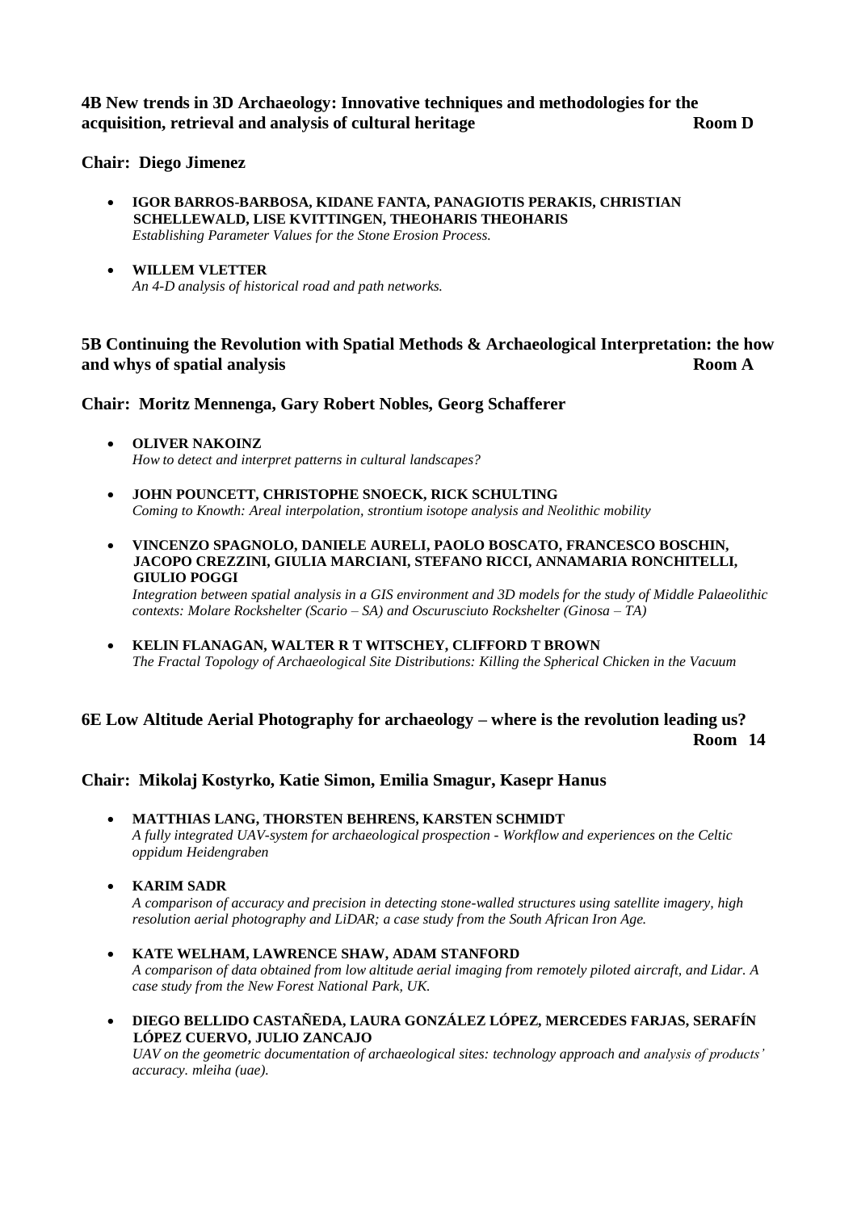### 4B New trends in 3D Archaeology: Innovative techniques and methodologies for the acquisition, retrieval and analysis of cultural heritage — Room D

**Chair: Diego Jimenez**

- **IGOR BARROS-BARBOSA, KIDANE FANTA, PANAGIOTIS PERAKIS, CHRISTIAN SCHELLEWALD, LISE KVITTINGEN, THEOHARIS THEOHARIS**
  *Establishing Parameter Values for the Stone Erosion Process.*

- **WILLEM VLETTER**
  *An 4-D analysis of historical road and path networks.*

### 5B Continuing the Revolution with Spatial Methods & Archaeological Interpretation: the how and whys of spatial analysis — Room A

**Chair: Moritz Mennenga, Gary Robert Nobles, Georg Schafferer**

- **OLIVER NAKOINZ**
  *How to detect and interpret patterns in cultural landscapes?*

- **JOHN POUNCETT, CHRISTOPHE SNOECK, RICK SCHULTING**
  *Coming to Knowth: Areal interpolation, strontium isotope analysis and Neolithic mobility*

- **VINCENZO SPAGNOLO, DANIELE AURELI, PAOLO BOSCATO, FRANCESCO BOSCHIN, JACOPO CREZZINI, GIULIA MARCIANI, STEFANO RICCI, ANNAMARIA RONCHITELLI, GIULIO POGGI**
  *Integration between spatial analysis in a GIS environment and 3D models for the study of Middle Palaeolithic contexts: Molare Rockshelter (Scario – SA) and Oscurusciuto Rockshelter (Ginosa – TA)*

- **KELIN FLANAGAN, WALTER R T WITSCHEY, CLIFFORD T BROWN**
  *The Fractal Topology of Archaeological Site Distributions: Killing the Spherical Chicken in the Vacuum*

### 6E Low Altitude Aerial Photography for archaeology – where is the revolution leading us? — Room 14

**Chair: Mikolaj Kostyrko, Katie Simon, Emilia Smagur, Kasepr Hanus**

- **MATTHIAS LANG, THORSTEN BEHRENS, KARSTEN SCHMIDT**
  *A fully integrated UAV-system for archaeological prospection - Workflow and experiences on the Celtic oppidum Heidengraben*

- **KARIM SADR**
  *A comparison of accuracy and precision in detecting stone-walled structures using satellite imagery, high resolution aerial photography and LiDAR; a case study from the South African Iron Age.*

- **KATE WELHAM, LAWRENCE SHAW, ADAM STANFORD**
  *A comparison of data obtained from low altitude aerial imaging from remotely piloted aircraft, and Lidar. A case study from the New Forest National Park, UK.*

- **DIEGO BELLIDO CASTAÑEDA, LAURA GONZÁLEZ LÓPEZ, MERCEDES FARJAS, SERAFÍN LÓPEZ CUERVO, JULIO ZANCAJO**
  *UAV on the geometric documentation of archaeological sites: technology approach and analysis of products' accuracy. mleiha (uae).*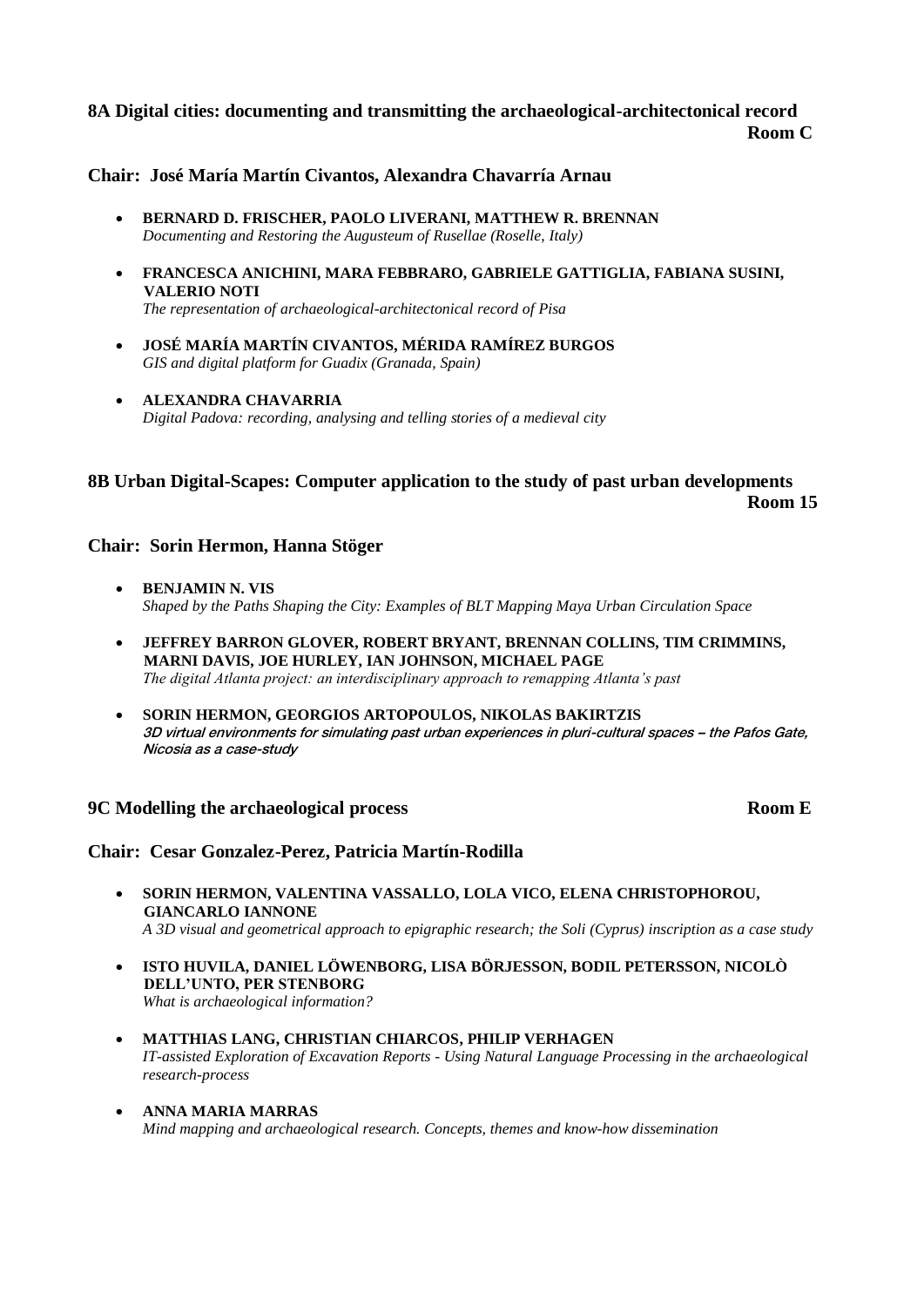## 8A Digital cities: documenting and transmitting the archaeological-architectonical record

**Room C**

### Chair: José María Martín Civantos, Alexandra Chavarría Arnau

- **BERNARD D. FRISCHER, PAOLO LIVERANI, MATTHEW R. BRENNAN**
  *Documenting and Restoring the Augusteum of Rusellae (Roselle, Italy)*
- **FRANCESCA ANICHINI, MARA FEBBRARO, GABRIELE GATTIGLIA, FABIANA SUSINI, VALERIO NOTI**
  *The representation of archaeological-architectonical record of Pisa*
- **JOSÉ MARÍA MARTÍN CIVANTOS, MÉRIDA RAMÍREZ BURGOS**
  *GIS and digital platform for Guadix (Granada, Spain)*
- **ALEXANDRA CHAVARRIA**
  *Digital Padova: recording, analysing and telling stories of a medieval city*

## 8B Urban Digital-Scapes: Computer application to the study of past urban developments

**Room 15**

### Chair: Sorin Hermon, Hanna Stöger

- **BENJAMIN N. VIS**
  *Shaped by the Paths Shaping the City: Examples of BLT Mapping Maya Urban Circulation Space*
- **JEFFREY BARRON GLOVER, ROBERT BRYANT, BRENNAN COLLINS, TIM CRIMMINS, MARNI DAVIS, JOE HURLEY, IAN JOHNSON, MICHAEL PAGE**
  *The digital Atlanta project: an interdisciplinary approach to remapping Atlanta's past*
- **SORIN HERMON, GEORGIOS ARTOPOULOS, NIKOLAS BAKIRTZIS**
  *3D virtual environments for simulating past urban experiences in pluri-cultural spaces – the Pafos Gate, Nicosia as a case-study*

## 9C Modelling the archaeological process

**Room E**

### Chair: Cesar Gonzalez-Perez, Patricia Martín-Rodilla

- **SORIN HERMON, VALENTINA VASSALLO, LOLA VICO, ELENA CHRISTOPHOROU, GIANCARLO IANNONE**
  *A 3D visual and geometrical approach to epigraphic research; the Soli (Cyprus) inscription as a case study*
- **ISTO HUVILA, DANIEL LÖWENBORG, LISA BÖRJESSON, BODIL PETERSSON, NICOLÒ DELL'UNTO, PER STENBORG**
  *What is archaeological information?*
- **MATTHIAS LANG, CHRISTIAN CHIARCOS, PHILIP VERHAGEN**
  *IT-assisted Exploration of Excavation Reports - Using Natural Language Processing in the archaeological research-process*
- **ANNA MARIA MARRAS**
  *Mind mapping and archaeological research. Concepts, themes and know-how dissemination*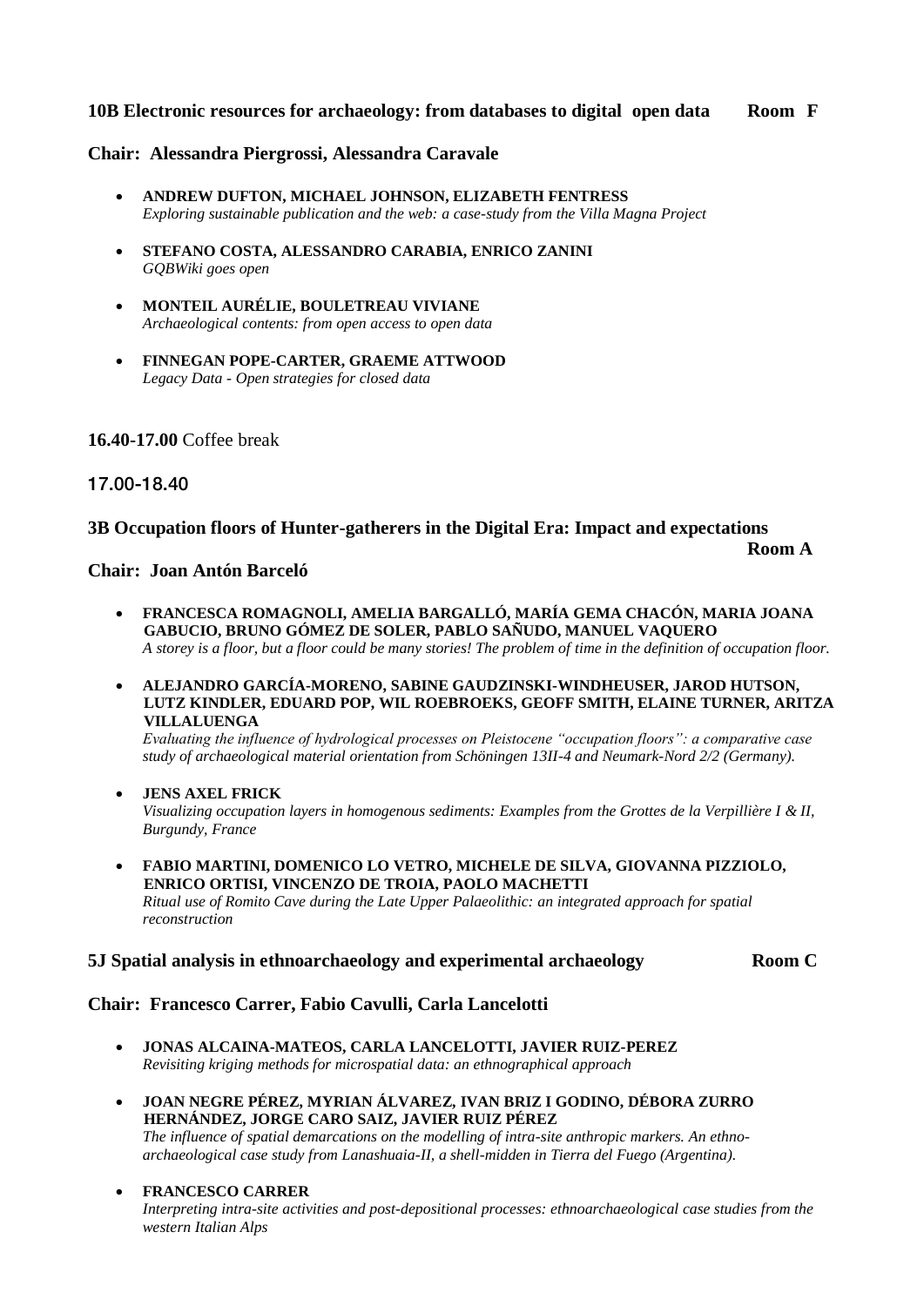### 10B Electronic resources for archaeology: from databases to digital open data — Room F

**Chair: Alessandra Piergrossi, Alessandra Caravale**

- **ANDREW DUFTON, MICHAEL JOHNSON, ELIZABETH FENTRESS**
  *Exploring sustainable publication and the web: a case-study from the Villa Magna Project*

- **STEFANO COSTA, ALESSANDRO CARABIA, ENRICO ZANINI**
  *GQBWiki goes open*

- **MONTEIL AURÉLIE, BOULETREAU VIVIANE**
  *Archaeological contents: from open access to open data*

- **FINNEGAN POPE-CARTER, GRAEME ATTWOOD**
  *Legacy Data - Open strategies for closed data*

**16.40-17.00** Coffee break

**17.00-18.40**

### 3B Occupation floors of Hunter-gatherers in the Digital Era: Impact and expectations — Room A

**Chair: Joan Antón Barceló**

- **FRANCESCA ROMAGNOLI, AMELIA BARGALLÓ, MARÍA GEMA CHACÓN, MARIA JOANA GABUCIO, BRUNO GÓMEZ DE SOLER, PABLO SAÑUDO, MANUEL VAQUERO**
  *A storey is a floor, but a floor could be many stories! The problem of time in the definition of occupation floor.*

- **ALEJANDRO GARCÍA-MORENO, SABINE GAUDZINSKI-WINDHEUSER, JAROD HUTSON, LUTZ KINDLER, EDUARD POP, WIL ROEBROEKS, GEOFF SMITH, ELAINE TURNER, ARITZA VILLALUENGA**
  *Evaluating the influence of hydrological processes on Pleistocene "occupation floors": a comparative case study of archaeological material orientation from Schöningen 13II-4 and Neumark-Nord 2/2 (Germany).*

- **JENS AXEL FRICK**
  *Visualizing occupation layers in homogenous sediments: Examples from the Grottes de la Verpillière I & II, Burgundy, France*

- **FABIO MARTINI, DOMENICO LO VETRO, MICHELE DE SILVA, GIOVANNA PIZZIOLO, ENRICO ORTISI, VINCENZO DE TROIA, PAOLO MACHETTI**
  *Ritual use of Romito Cave during the Late Upper Palaeolithic: an integrated approach for spatial reconstruction*

### 5J Spatial analysis in ethnoarchaeology and experimental archaeology — Room C

**Chair: Francesco Carrer, Fabio Cavulli, Carla Lancelotti**

- **JONAS ALCAINA-MATEOS, CARLA LANCELOTTI, JAVIER RUIZ-PEREZ**
  *Revisiting kriging methods for microspatial data: an ethnographical approach*

- **JOAN NEGRE PÉREZ, MYRIAN ÁLVAREZ, IVAN BRIZ I GODINO, DÉBORA ZURRO HERNÁNDEZ, JORGE CARO SAIZ, JAVIER RUIZ PÉREZ**
  *The influence of spatial demarcations on the modelling of intra-site anthropic markers. An ethno-archaeological case study from Lanashuaia-II, a shell-midden in Tierra del Fuego (Argentina).*

- **FRANCESCO CARRER**
  *Interpreting intra-site activities and post-depositional processes: ethnoarchaeological case studies from the western Italian Alps*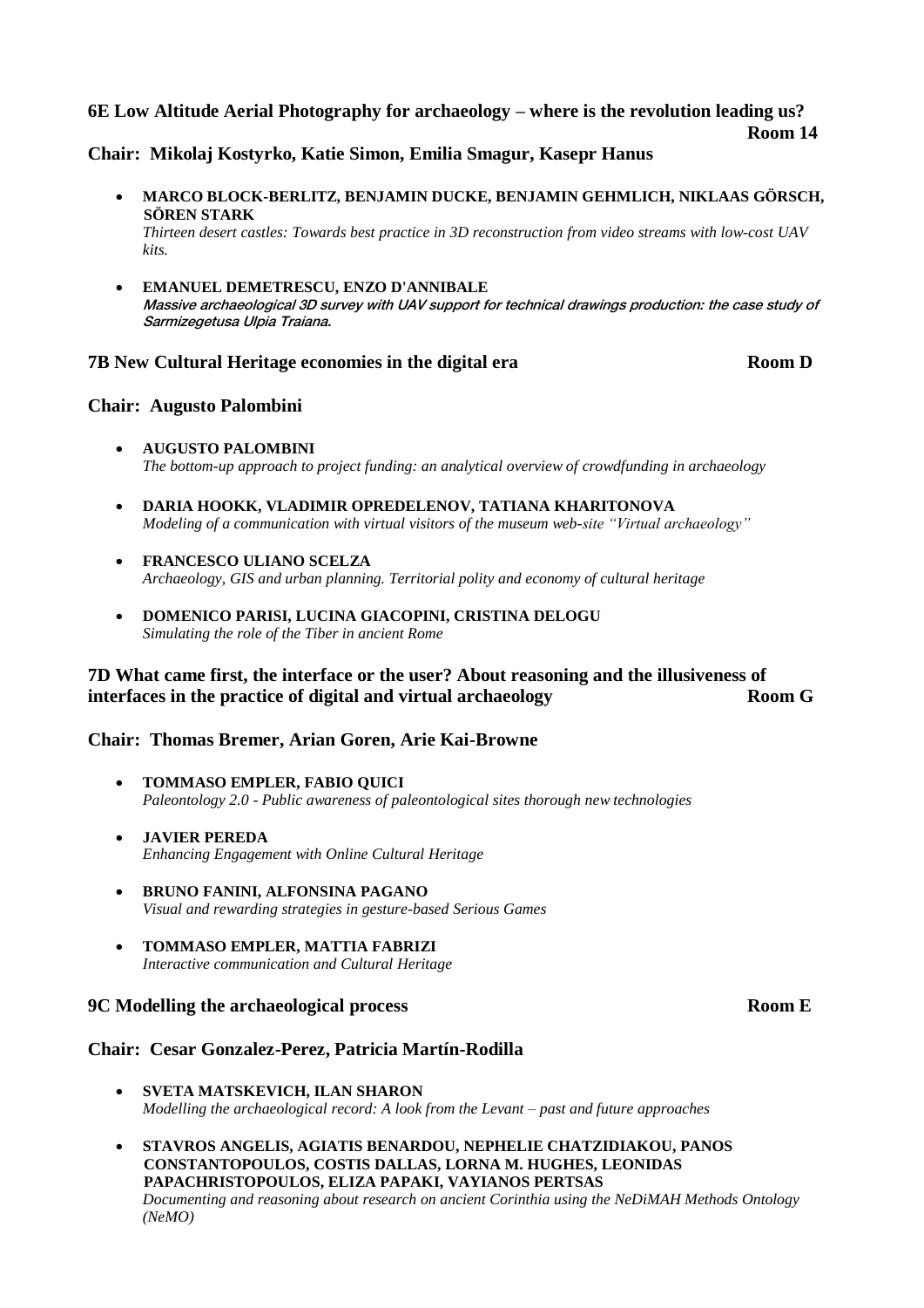**6E Low Altitude Aerial Photography for archaeology – where is the revolution leading us?** **Room 14**

**Chair: Mikolaj Kostyrko, Katie Simon, Emilia Smagur, Kasepr Hanus**

- **MARCO BLOCK-BERLITZ, BENJAMIN DUCKE, BENJAMIN GEHMLICH, NIKLAAS GÖRSCH, SÖREN STARK**
  *Thirteen desert castles: Towards best practice in 3D reconstruction from video streams with low-cost UAV kits.*

- **EMANUEL DEMETRESCU, ENZO D'ANNIBALE**
  *Massive archaeological 3D survey with UAV support for technical drawings production: the case study of Sarmizegetusa Ulpia Traiana.*

**7B New Cultural Heritage economies in the digital era** **Room D**

**Chair: Augusto Palombini**

- **AUGUSTO PALOMBINI**
  *The bottom-up approach to project funding: an analytical overview of crowdfunding in archaeology*

- **DARIA HOOKK, VLADIMIR OPREDELENOV, TATIANA KHARITONOVA**
  *Modeling of a communication with virtual visitors of the museum web-site "Virtual archaeology"*

- **FRANCESCO ULIANO SCELZA**
  *Archaeology, GIS and urban planning. Territorial polity and economy of cultural heritage*

- **DOMENICO PARISI, LUCINA GIACOPINI, CRISTINA DELOGU**
  *Simulating the role of the Tiber in ancient Rome*

**7D What came first, the interface or the user? About reasoning and the illusiveness of interfaces in the practice of digital and virtual archaeology** **Room G**

**Chair: Thomas Bremer, Arian Goren, Arie Kai-Browne**

- **TOMMASO EMPLER, FABIO QUICI**
  *Paleontology 2.0 - Public awareness of paleontological sites thorough new technologies*

- **JAVIER PEREDA**
  *Enhancing Engagement with Online Cultural Heritage*

- **BRUNO FANINI, ALFONSINA PAGANO**
  *Visual and rewarding strategies in gesture-based Serious Games*

- **TOMMASO EMPLER, MATTIA FABRIZI**
  *Interactive communication and Cultural Heritage*

**9C Modelling the archaeological process** **Room E**

**Chair: Cesar Gonzalez-Perez, Patricia Martín-Rodilla**

- **SVETA MATSKEVICH, ILAN SHARON**
  *Modelling the archaeological record: A look from the Levant – past and future approaches*

- **STAVROS ANGELIS, AGIATIS BENARDOU, NEPHELIE CHATZIDIAKOU, PANOS CONSTANTOPOULOS, COSTIS DALLAS, LORNA M. HUGHES, LEONIDAS PAPACHRISTOPOULOS, ELIZA PAPAKI, VAYIANOS PERTSAS**
  *Documenting and reasoning about research on ancient Corinthia using the NeDiMAH Methods Ontology (NeMO)*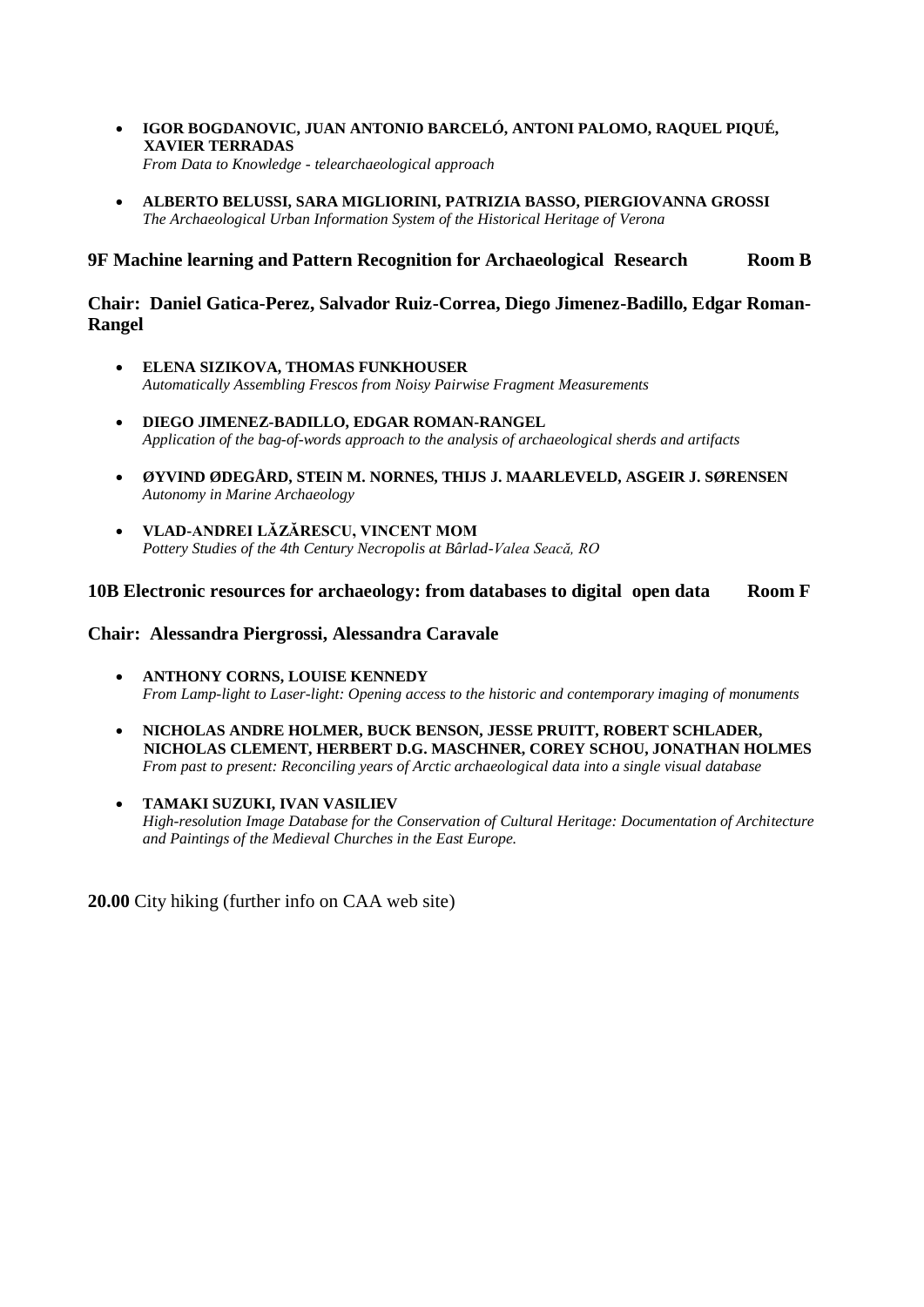- **IGOR BOGDANOVIC, JUAN ANTONIO BARCELÓ, ANTONI PALOMO, RAQUEL PIQUÉ, XAVIER TERRADAS**
  *From Data to Knowledge - telearchaeological approach*

- **ALBERTO BELUSSI, SARA MIGLIORINI, PATRIZIA BASSO, PIERGIOVANNA GROSSI**
  *The Archaeological Urban Information System of the Historical Heritage of Verona*

### 9F Machine learning and Pattern Recognition for Archaeological Research — Room B

### Chair: Daniel Gatica-Perez, Salvador Ruiz-Correa, Diego Jimenez-Badillo, Edgar Roman-Rangel

- **ELENA SIZIKOVA, THOMAS FUNKHOUSER**
  *Automatically Assembling Frescos from Noisy Pairwise Fragment Measurements*

- **DIEGO JIMENEZ-BADILLO, EDGAR ROMAN-RANGEL**
  *Application of the bag-of-words approach to the analysis of archaeological sherds and artifacts*

- **ØYVIND ØDEGÅRD, STEIN M. NORNES, THIJS J. MAARLEVELD, ASGEIR J. SØRENSEN**
  *Autonomy in Marine Archaeology*

- **VLAD-ANDREI LĂZĂRESCU, VINCENT MOM**
  *Pottery Studies of the 4th Century Necropolis at Bârlad-Valea Seacă, RO*

### 10B Electronic resources for archaeology: from databases to digital open data — Room F

### Chair: Alessandra Piergrossi, Alessandra Caravale

- **ANTHONY CORNS, LOUISE KENNEDY**
  *From Lamp-light to Laser-light: Opening access to the historic and contemporary imaging of monuments*

- **NICHOLAS ANDRE HOLMER, BUCK BENSON, JESSE PRUITT, ROBERT SCHLADER, NICHOLAS CLEMENT, HERBERT D.G. MASCHNER, COREY SCHOU, JONATHAN HOLMES**
  *From past to present: Reconciling years of Arctic archaeological data into a single visual database*

- **TAMAKI SUZUKI, IVAN VASILIEV**
  *High-resolution Image Database for the Conservation of Cultural Heritage: Documentation of Architecture and Paintings of the Medieval Churches in the East Europe.*

**20.00** City hiking (further info on CAA web site)